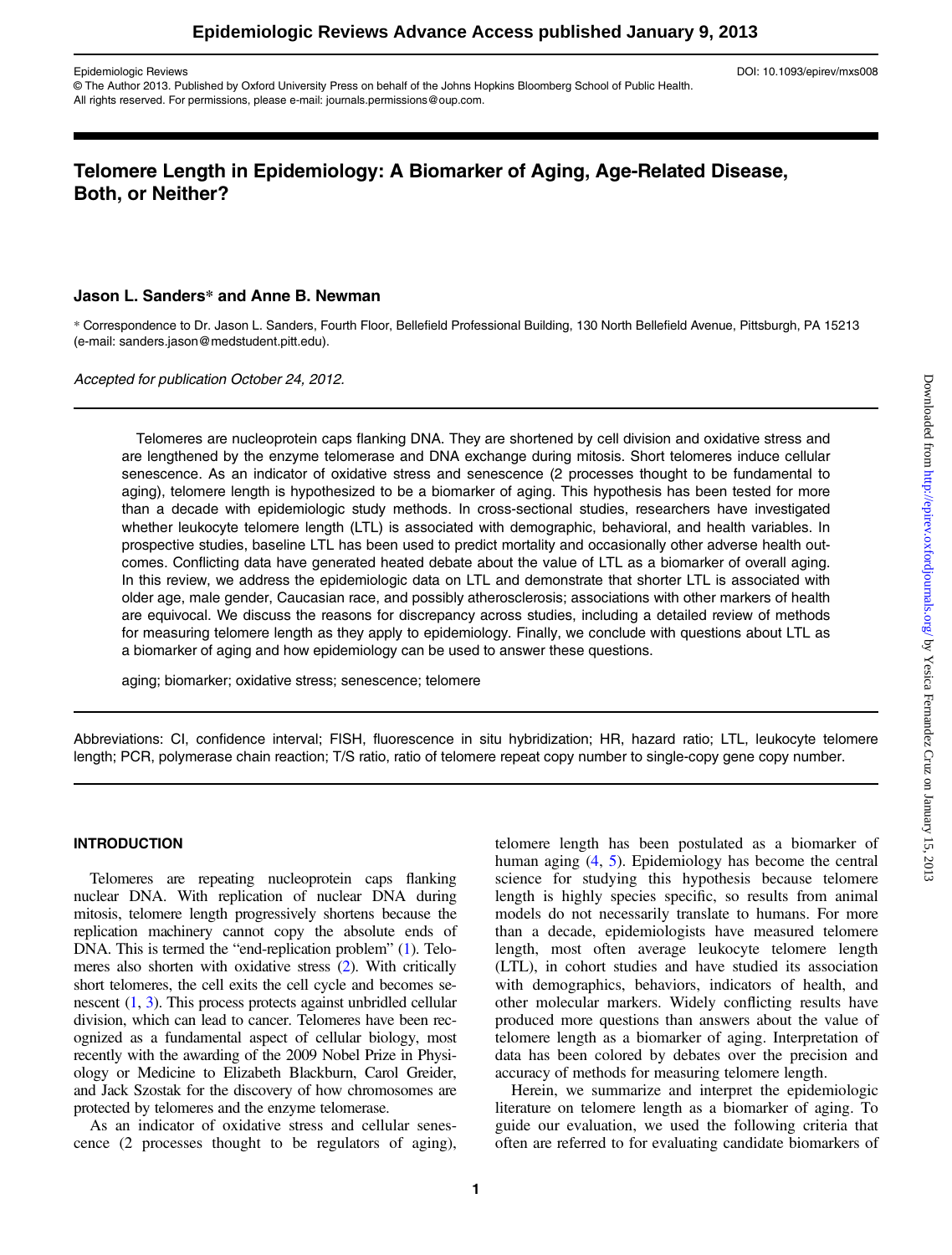Epidemiologic Reviews Advance Access published January 9, 2013

Epidemiologic Reviews

© The Author 2013. Published by Oxford University Press on behalf of the Johns Hopkins Bloomberg School of Public Health. All rights reserved. For permissions, please e-mail: journals.permissions@oup.com.

DOI: 10.1093/epirev/mxs008

# Telomere Length in Epidemiology: A Biomarker of Aging, Age-Related Disease, Both, or Neither?

**Jason L. Sanders* and Anne B. Newman**

* Correspondence to Dr. Jason L. Sanders, Fourth Floor, Bellefield Professional Building, 130 North Bellefield Avenue, Pittsburgh, PA 15213 (e-mail: sanders.jason@medstudent.pitt.edu).

*Accepted for publication October 24, 2012.*

Telomeres are nucleoprotein caps flanking DNA. They are shortened by cell division and oxidative stress and are lengthened by the enzyme telomerase and DNA exchange during mitosis. Short telomeres induce cellular senescence. As an indicator of oxidative stress and senescence (2 processes thought to be fundamental to aging), telomere length is hypothesized to be a biomarker of aging. This hypothesis has been tested for more than a decade with epidemiologic study methods. In cross-sectional studies, researchers have investigated whether leukocyte telomere length (LTL) is associated with demographic, behavioral, and health variables. In prospective studies, baseline LTL has been used to predict mortality and occasionally other adverse health outcomes. Conflicting data have generated heated debate about the value of LTL as a biomarker of overall aging. In this review, we address the epidemiologic data on LTL and demonstrate that shorter LTL is associated with older age, male gender, Caucasian race, and possibly atherosclerosis; associations with other markers of health are equivocal. We discuss the reasons for discrepancy across studies, including a detailed review of methods for measuring telomere length as they apply to epidemiology. Finally, we conclude with questions about LTL as a biomarker of aging and how epidemiology can be used to answer these questions.

aging; biomarker; oxidative stress; senescence; telomere

Abbreviations: CI, confidence interval; FISH, fluorescence in situ hybridization; HR, hazard ratio; LTL, leukocyte telomere length; PCR, polymerase chain reaction; T/S ratio, ratio of telomere repeat copy number to single-copy gene copy number.

## INTRODUCTION

Telomeres are repeating nucleoprotein caps flanking nuclear DNA. With replication of nuclear DNA during mitosis, telomere length progressively shortens because the replication machinery cannot copy the absolute ends of DNA. This is termed the "end-replication problem" (1). Telomeres also shorten with oxidative stress (2). With critically short telomeres, the cell exits the cell cycle and becomes senescent (1, 3). This process protects against unbridled cellular division, which can lead to cancer. Telomeres have been recognized as a fundamental aspect of cellular biology, most recently with the awarding of the 2009 Nobel Prize in Physiology or Medicine to Elizabeth Blackburn, Carol Greider, and Jack Szostak for the discovery of how chromosomes are protected by telomeres and the enzyme telomerase.

As an indicator of oxidative stress and cellular senescence (2 processes thought to be regulators of aging), telomere length has been postulated as a biomarker of human aging (4, 5). Epidemiology has become the central science for studying this hypothesis because telomere length is highly species specific, so results from animal models do not necessarily translate to humans. For more than a decade, epidemiologists have measured telomere length, most often average leukocyte telomere length (LTL), in cohort studies and have studied its association with demographics, behaviors, indicators of health, and other molecular markers. Widely conflicting results have produced more questions than answers about the value of telomere length as a biomarker of aging. Interpretation of data has been colored by debates over the precision and accuracy of methods for measuring telomere length.

Herein, we summarize and interpret the epidemiologic literature on telomere length as a biomarker of aging. To guide our evaluation, we used the following criteria that often are referred to for evaluating candidate biomarkers of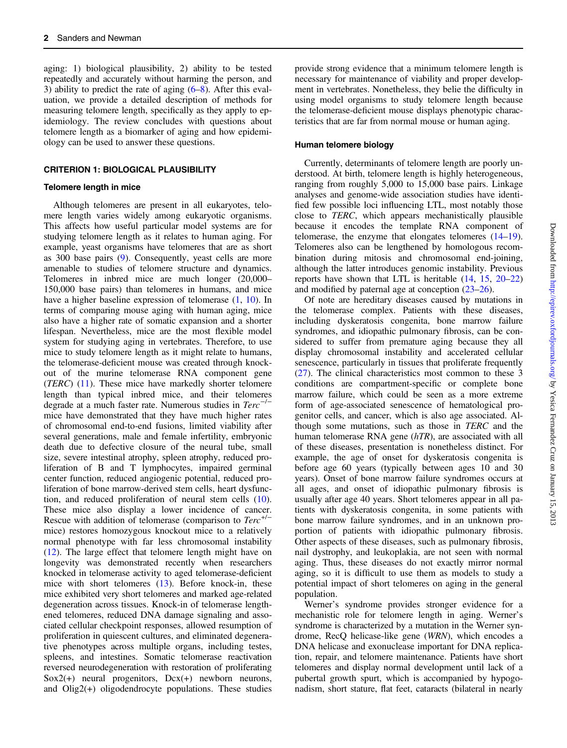aging: 1) biological plausibility, 2) ability to be tested repeatedly and accurately without harming the person, and 3) ability to predict the rate of aging (6–8). After this evaluation, we provide a detailed description of methods for measuring telomere length, specifically as they apply to epidemiology. The review concludes with questions about telomere length as a biomarker of aging and how epidemiology can be used to answer these questions.

## CRITERION 1: BIOLOGICAL PLAUSIBILITY

### Telomere length in mice

Although telomeres are present in all eukaryotes, telomere length varies widely among eukaryotic organisms. This affects how useful particular model systems are for studying telomere length as it relates to human aging. For example, yeast organisms have telomeres that are as short as 300 base pairs (9). Consequently, yeast cells are more amenable to studies of telomere structure and dynamics. Telomeres in inbred mice are much longer (20,000–150,000 base pairs) than telomeres in humans, and mice have a higher baseline expression of telomerase (1, 10). In terms of comparing mouse aging with human aging, mice also have a higher rate of somatic expansion and a shorter lifespan. Nevertheless, mice are the most flexible model system for studying aging in vertebrates. Therefore, to use mice to study telomere length as it might relate to humans, the telomerase-deficient mouse was created through knockout of the murine telomerase RNA component gene (*TERC*) (11). These mice have markedly shorter telomere length than typical inbred mice, and their telomeres degrade at a much faster rate. Numerous studies in $Terc^{-/-}$ mice have demonstrated that they have much higher rates of chromosomal end-to-end fusions, limited viability after several generations, male and female infertility, embryonic death due to defective closure of the neural tube, small size, severe intestinal atrophy, spleen atrophy, reduced proliferation of B and T lymphocytes, impaired germinal center function, reduced angiogenic potential, reduced proliferation of bone marrow-derived stem cells, heart dysfunction, and reduced proliferation of neural stem cells (10). These mice also display a lower incidence of cancer. Rescue with addition of telomerase (comparison to $Terc^{+/-}$ mice) restores homozygous knockout mice to a relatively normal phenotype with far less chromosomal instability (12). The large effect that telomere length might have on longevity was demonstrated recently when researchers knocked in telomerase activity to aged telomerase-deficient mice with short telomeres (13). Before knock-in, these mice exhibited very short telomeres and marked age-related degeneration across tissues. Knock-in of telomerase lengthened telomeres, reduced DNA damage signaling and associated cellular checkpoint responses, allowed resumption of proliferation in quiescent cultures, and eliminated degenerative phenotypes across multiple organs, including testes, spleens, and intestines. Somatic telomerase reactivation reversed neurodegeneration with restoration of proliferating Sox2(+) neural progenitors, Dcx(+) newborn neurons, and Olig2(+) oligodendrocyte populations. These studies provide strong evidence that a minimum telomere length is necessary for maintenance of viability and proper development in vertebrates. Nonetheless, they belie the difficulty in using model organisms to study telomere length because the telomerase-deficient mouse displays phenotypic characteristics that are far from normal mouse or human aging.

### Human telomere biology

Currently, determinants of telomere length are poorly understood. At birth, telomere length is highly heterogeneous, ranging from roughly 5,000 to 15,000 base pairs. Linkage analyses and genome-wide association studies have identified few possible loci influencing LTL, most notably those close to *TERC*, which appears mechanistically plausible because it encodes the template RNA component of telomerase, the enzyme that elongates telomeres (14–19). Telomeres also can be lengthened by homologous recombination during mitosis and chromosomal end-joining, although the latter introduces genomic instability. Previous reports have shown that LTL is heritable (14, 15, 20–22) and modified by paternal age at conception (23–26).

Of note are hereditary diseases caused by mutations in the telomerase complex. Patients with these diseases, including dyskeratosis congenita, bone marrow failure syndromes, and idiopathic pulmonary fibrosis, can be considered to suffer from premature aging because they all display chromosomal instability and accelerated cellular senescence, particularly in tissues that proliferate frequently (27). The clinical characteristics most common to these 3 conditions are compartment-specific or complete bone marrow failure, which could be seen as a more extreme form of age-associated senescence of hematological progenitor cells, and cancer, which is also age associated. Although some mutations, such as those in *TERC* and the human telomerase RNA gene (*hTR*), are associated with all of these diseases, presentation is nonetheless distinct. For example, the age of onset for dyskeratosis congenita is before age 60 years (typically between ages 10 and 30 years). Onset of bone marrow failure syndromes occurs at all ages, and onset of idiopathic pulmonary fibrosis is usually after age 40 years. Short telomeres appear in all patients with dyskeratosis congenita, in some patients with bone marrow failure syndromes, and in an unknown proportion of patients with idiopathic pulmonary fibrosis. Other aspects of these diseases, such as pulmonary fibrosis, nail dystrophy, and leukoplakia, are not seen with normal aging. Thus, these diseases do not exactly mirror normal aging, so it is difficult to use them as models to study a potential impact of short telomeres on aging in the general population.

Werner's syndrome provides stronger evidence for a mechanistic role for telomere length in aging. Werner's syndrome is characterized by a mutation in the Werner syndrome, RecQ helicase-like gene (*WRN*), which encodes a DNA helicase and exonuclease important for DNA replication, repair, and telomere maintenance. Patients have short telomeres and display normal development until lack of a pubertal growth spurt, which is accompanied by hypogonadism, short stature, flat feet, cataracts (bilateral in nearly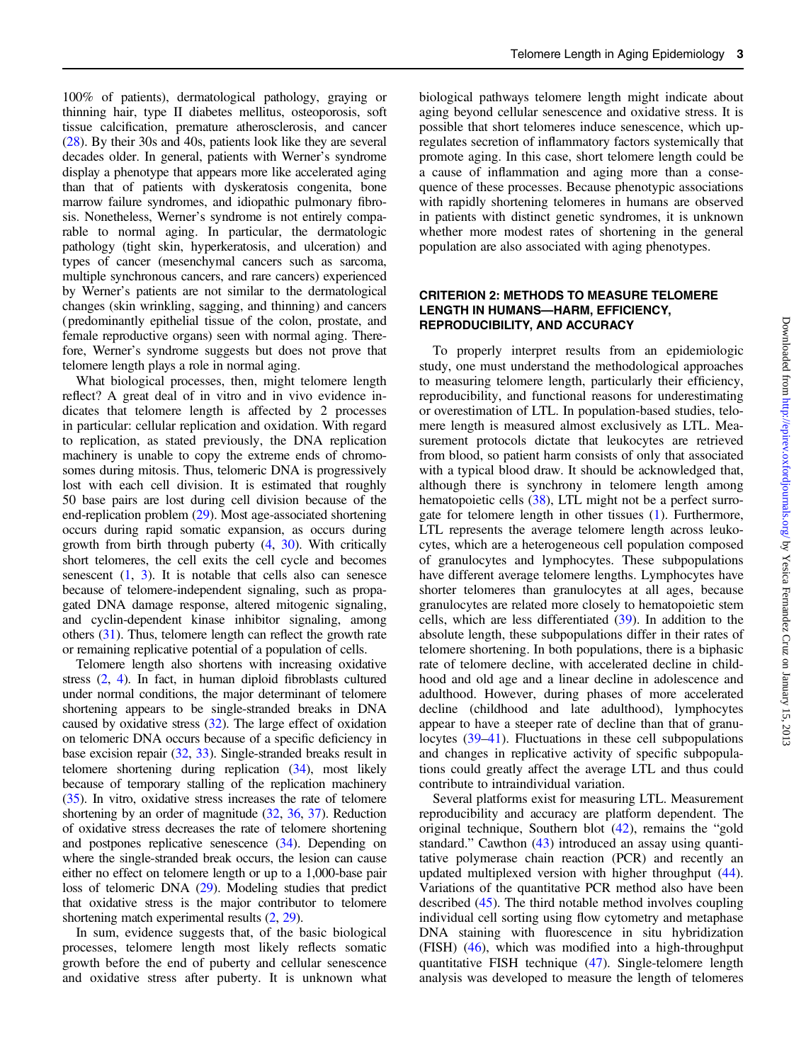100% of patients), dermatological pathology, graying or thinning hair, type II diabetes mellitus, osteoporosis, soft tissue calcification, premature atherosclerosis, and cancer (28). By their 30s and 40s, patients look like they are several decades older. In general, patients with Werner's syndrome display a phenotype that appears more like accelerated aging than that of patients with dyskeratosis congenita, bone marrow failure syndromes, and idiopathic pulmonary fibrosis. Nonetheless, Werner's syndrome is not entirely comparable to normal aging. In particular, the dermatologic pathology (tight skin, hyperkeratosis, and ulceration) and types of cancer (mesenchymal cancers such as sarcoma, multiple synchronous cancers, and rare cancers) experienced by Werner's patients are not similar to the dermatological changes (skin wrinkling, sagging, and thinning) and cancers (predominantly epithelial tissue of the colon, prostate, and female reproductive organs) seen with normal aging. Therefore, Werner's syndrome suggests but does not prove that telomere length plays a role in normal aging.

What biological processes, then, might telomere length reflect? A great deal of in vitro and in vivo evidence indicates that telomere length is affected by 2 processes in particular: cellular replication and oxidation. With regard to replication, as stated previously, the DNA replication machinery is unable to copy the extreme ends of chromosomes during mitosis. Thus, telomeric DNA is progressively lost with each cell division. It is estimated that roughly 50 base pairs are lost during cell division because of the end-replication problem (29). Most age-associated shortening occurs during rapid somatic expansion, as occurs during growth from birth through puberty (4, 30). With critically short telomeres, the cell exits the cell cycle and becomes senescent (1, 3). It is notable that cells also can senesce because of telomere-independent signaling, such as propagated DNA damage response, altered mitogenic signaling, and cyclin-dependent kinase inhibitor signaling, among others (31). Thus, telomere length can reflect the growth rate or remaining replicative potential of a population of cells.

Telomere length also shortens with increasing oxidative stress (2, 4). In fact, in human diploid fibroblasts cultured under normal conditions, the major determinant of telomere shortening appears to be single-stranded breaks in DNA caused by oxidative stress (32). The large effect of oxidation on telomeric DNA occurs because of a specific deficiency in base excision repair (32, 33). Single-stranded breaks result in telomere shortening during replication (34), most likely because of temporary stalling of the replication machinery (35). In vitro, oxidative stress increases the rate of telomere shortening by an order of magnitude (32, 36, 37). Reduction of oxidative stress decreases the rate of telomere shortening and postpones replicative senescence (34). Depending on where the single-stranded break occurs, the lesion can cause either no effect on telomere length or up to a 1,000-base pair loss of telomeric DNA (29). Modeling studies that predict that oxidative stress is the major contributor to telomere shortening match experimental results (2, 29).

In sum, evidence suggests that, of the basic biological processes, telomere length most likely reflects somatic growth before the end of puberty and cellular senescence and oxidative stress after puberty. It is unknown what biological pathways telomere length might indicate about aging beyond cellular senescence and oxidative stress. It is possible that short telomeres induce senescence, which upregulates secretion of inflammatory factors systemically that promote aging. In this case, short telomere length could be a cause of inflammation and aging more than a consequence of these processes. Because phenotypic associations with rapidly shortening telomeres in humans are observed in patients with distinct genetic syndromes, it is unknown whether more modest rates of shortening in the general population are also associated with aging phenotypes.

## CRITERION 2: METHODS TO MEASURE TELOMERE LENGTH IN HUMANS—HARM, EFFICIENCY, REPRODUCIBILITY, AND ACCURACY

To properly interpret results from an epidemiologic study, one must understand the methodological approaches to measuring telomere length, particularly their efficiency, reproducibility, and functional reasons for underestimating or overestimation of LTL. In population-based studies, telomere length is measured almost exclusively as LTL. Measurement protocols dictate that leukocytes are retrieved from blood, so patient harm consists of only that associated with a typical blood draw. It should be acknowledged that, although there is synchrony in telomere length among hematopoietic cells (38), LTL might not be a perfect surrogate for telomere length in other tissues (1). Furthermore, LTL represents the average telomere length across leukocytes, which are a heterogeneous cell population composed of granulocytes and lymphocytes. These subpopulations have different average telomere lengths. Lymphocytes have shorter telomeres than granulocytes at all ages, because granulocytes are related more closely to hematopoietic stem cells, which are less differentiated (39). In addition to the absolute length, these subpopulations differ in their rates of telomere shortening. In both populations, there is a biphasic rate of telomere decline, with accelerated decline in childhood and old age and a linear decline in adolescence and adulthood. However, during phases of more accelerated decline (childhood and late adulthood), lymphocytes appear to have a steeper rate of decline than that of granulocytes (39–41). Fluctuations in these cell subpopulations and changes in replicative activity of specific subpopulations could greatly affect the average LTL and thus could contribute to intraindividual variation.

Several platforms exist for measuring LTL. Measurement reproducibility and accuracy are platform dependent. The original technique, Southern blot (42), remains the "gold standard." Cawthon (43) introduced an assay using quantitative polymerase chain reaction (PCR) and recently an updated multiplexed version with higher throughput (44). Variations of the quantitative PCR method also have been described (45). The third notable method involves coupling individual cell sorting using flow cytometry and metaphase DNA staining with fluorescence in situ hybridization (FISH) (46), which was modified into a high-throughput quantitative FISH technique (47). Single-telomere length analysis was developed to measure the length of telomeres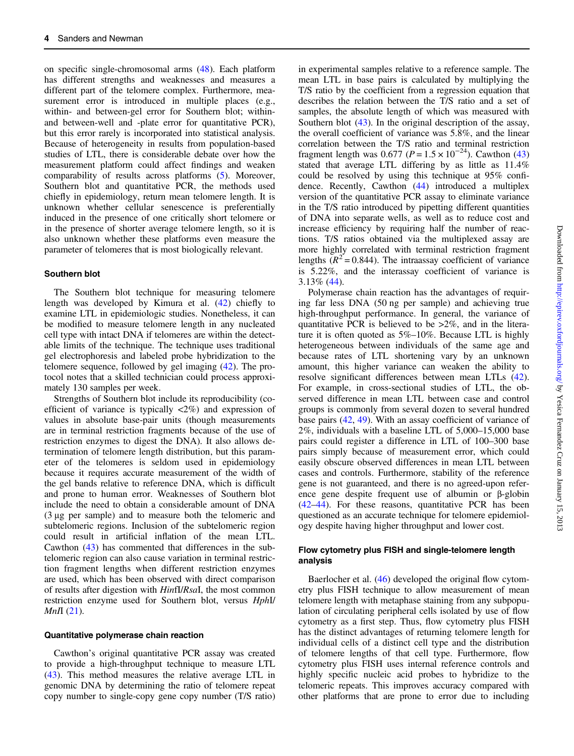on specific single-chromosomal arms (48). Each platform has different strengths and weaknesses and measures a different part of the telomere complex. Furthermore, measurement error is introduced in multiple places (e.g., within- and between-gel error for Southern blot; within- and between-well and -plate error for quantitative PCR), but this error rarely is incorporated into statistical analysis. Because of heterogeneity in results from population-based studies of LTL, there is considerable debate over how the measurement platform could affect findings and weaken comparability of results across platforms (5). Moreover, Southern blot and quantitative PCR, the methods used chiefly in epidemiology, return mean telomere length. It is unknown whether cellular senescence is preferentially induced in the presence of one critically short telomere or in the presence of shorter average telomere length, so it is also unknown whether these platforms even measure the parameter of telomeres that is most biologically relevant.

### Southern blot

The Southern blot technique for measuring telomere length was developed by Kimura et al. (42) chiefly to examine LTL in epidemiologic studies. Nonetheless, it can be modified to measure telomere length in any nucleated cell type with intact DNA if telomeres are within the detectable limits of the technique. The technique uses traditional gel electrophoresis and labeled probe hybridization to the telomere sequence, followed by gel imaging (42). The protocol notes that a skilled technician could process approximately 130 samples per week.

Strengths of Southern blot include its reproducibility (coefficient of variance is typically <2%) and expression of values in absolute base-pair units (though measurements are in terminal restriction fragments because of the use of restriction enzymes to digest the DNA). It also allows determination of telomere length distribution, but this parameter of the telomeres is seldom used in epidemiology because it requires accurate measurement of the width of the gel bands relative to reference DNA, which is difficult and prone to human error. Weaknesses of Southern blot include the need to obtain a considerable amount of DNA (3 μg per sample) and to measure both the telomeric and subtelomeric regions. Inclusion of the subtelomeric region could result in artificial inflation of the mean LTL. Cawthon (43) has commented that differences in the subtelomeric region can also cause variation in terminal restriction fragment lengths when different restriction enzymes are used, which has been observed with direct comparison of results after digestion with *Hin*fI/*Rsa*I, the most common restriction enzyme used for Southern blot, versus *Hph*I/*Mn*lI (21).

### Quantitative polymerase chain reaction

Cawthon's original quantitative PCR assay was created to provide a high-throughput technique to measure LTL (43). This method measures the relative average LTL in genomic DNA by determining the ratio of telomere repeat copy number to single-copy gene copy number (T/S ratio) in experimental samples relative to a reference sample. The mean LTL in base pairs is calculated by multiplying the T/S ratio by the coefficient from a regression equation that describes the relation between the T/S ratio and a set of samples, the absolute length of which was measured with Southern blot (43). In the original description of the assay, the overall coefficient of variance was 5.8%, and the linear correlation between the T/S ratio and terminal restriction fragment length was 0.677 ($P = 1.5 \times 10^{-24}$). Cawthon (43) stated that average LTL differing by as little as 11.4% could be resolved by using this technique at 95% confidence. Recently, Cawthon (44) introduced a multiplex version of the quantitative PCR assay to eliminate variance in the T/S ratio introduced by pipetting different quantities of DNA into separate wells, as well as to reduce cost and increase efficiency by requiring half the number of reactions. T/S ratios obtained via the multiplexed assay are more highly correlated with terminal restriction fragment lengths ($R^2 = 0.844$). The intraassay coefficient of variance is 5.22%, and the interassay coefficient of variance is 3.13% (44).

Polymerase chain reaction has the advantages of requiring far less DNA (50 ng per sample) and achieving true high-throughput performance. In general, the variance of quantitative PCR is believed to be >2%, and in the literature it is often quoted as 5%–10%. Because LTL is highly heterogeneous between individuals of the same age and because rates of LTL shortening vary by an unknown amount, this higher variance can weaken the ability to resolve significant differences between mean LTLs (42). For example, in cross-sectional studies of LTL, the observed difference in mean LTL between case and control groups is commonly from several dozen to several hundred base pairs (42, 49). With an assay coefficient of variance of 2%, individuals with a baseline LTL of 5,000–15,000 base pairs could register a difference in LTL of 100–300 base pairs simply because of measurement error, which could easily obscure observed differences in mean LTL between cases and controls. Furthermore, stability of the reference gene is not guaranteed, and there is no agreed-upon reference gene despite frequent use of albumin or β-globin (42–44). For these reasons, quantitative PCR has been questioned as an accurate technique for telomere epidemiology despite having higher throughput and lower cost.

### Flow cytometry plus FISH and single-telomere length analysis

Baerlocher et al. (46) developed the original flow cytometry plus FISH technique to allow measurement of mean telomere length with metaphase staining from any subpopulation of circulating peripheral cells isolated by use of flow cytometry as a first step. Thus, flow cytometry plus FISH has the distinct advantages of returning telomere length for individual cells of a distinct cell type and the distribution of telomere lengths of that cell type. Furthermore, flow cytometry plus FISH uses internal reference controls and highly specific nucleic acid probes to hybridize to the telomeric repeats. This improves accuracy compared with other platforms that are prone to error due to including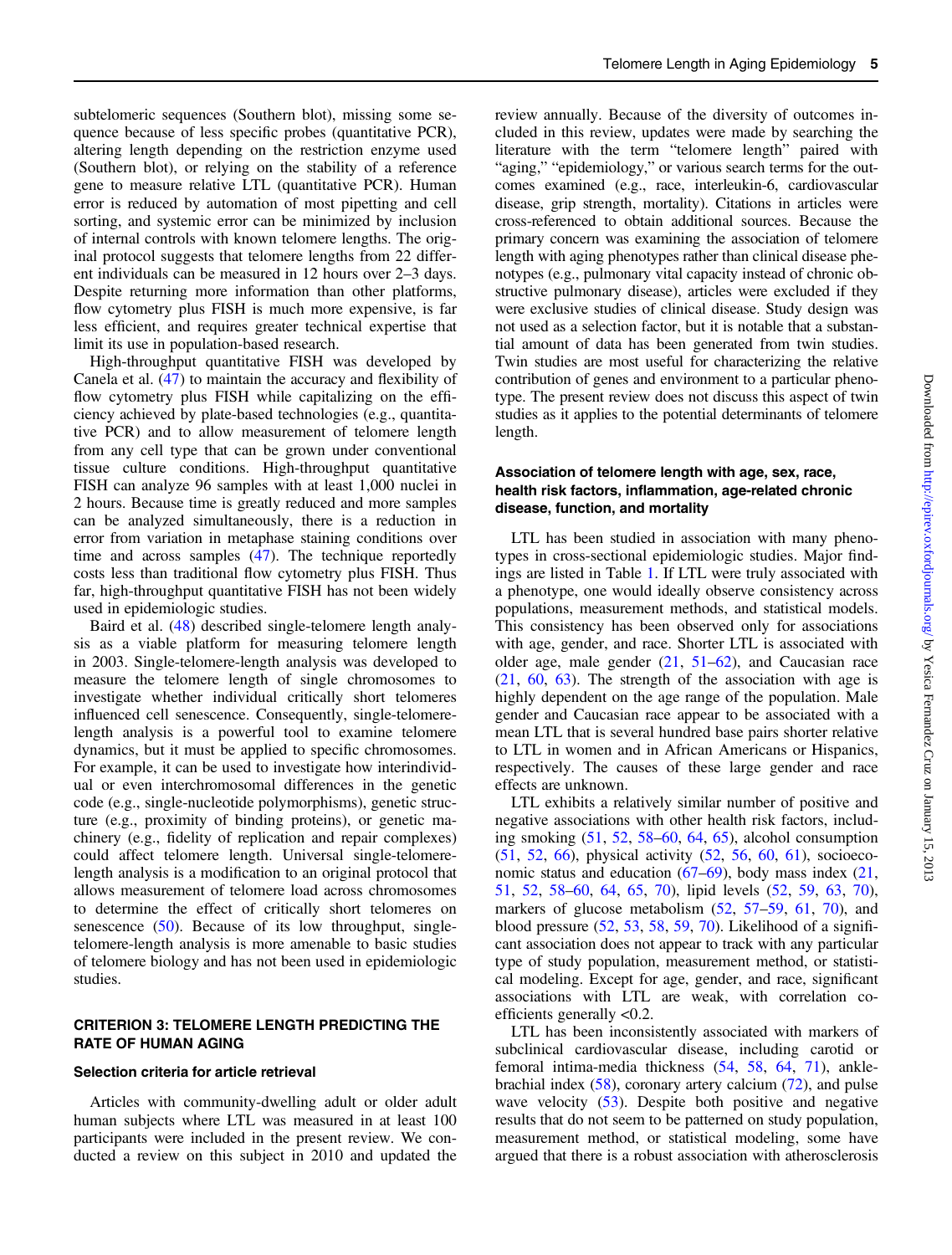subtelomeric sequences (Southern blot), missing some sequence because of less specific probes (quantitative PCR), altering length depending on the restriction enzyme used (Southern blot), or relying on the stability of a reference gene to measure relative LTL (quantitative PCR). Human error is reduced by automation of most pipetting and cell sorting, and systemic error can be minimized by inclusion of internal controls with known telomere lengths. The original protocol suggests that telomere lengths from 22 different individuals can be measured in 12 hours over 2–3 days. Despite returning more information than other platforms, flow cytometry plus FISH is much more expensive, is far less efficient, and requires greater technical expertise that limit its use in population-based research.

High-throughput quantitative FISH was developed by Canela et al. (47) to maintain the accuracy and flexibility of flow cytometry plus FISH while capitalizing on the efficiency achieved by plate-based technologies (e.g., quantitative PCR) and to allow measurement of telomere length from any cell type that can be grown under conventional tissue culture conditions. High-throughput quantitative FISH can analyze 96 samples with at least 1,000 nuclei in 2 hours. Because time is greatly reduced and more samples can be analyzed simultaneously, there is a reduction in error from variation in metaphase staining conditions over time and across samples (47). The technique reportedly costs less than traditional flow cytometry plus FISH. Thus far, high-throughput quantitative FISH has not been widely used in epidemiologic studies.

Baird et al. (48) described single-telomere length analysis as a viable platform for measuring telomere length in 2003. Single-telomere-length analysis was developed to measure the telomere length of single chromosomes to investigate whether individual critically short telomeres influenced cell senescence. Consequently, single-telomere-length analysis is a powerful tool to examine telomere dynamics, but it must be applied to specific chromosomes. For example, it can be used to investigate how interindividual or even interchromosomal differences in the genetic code (e.g., single-nucleotide polymorphisms), genetic structure (e.g., proximity of binding proteins), or genetic machinery (e.g., fidelity of replication and repair complexes) could affect telomere length. Universal single-telomere-length analysis is a modification to an original protocol that allows measurement of telomere load across chromosomes to determine the effect of critically short telomeres on senescence (50). Because of its low throughput, single-telomere-length analysis is more amenable to basic studies of telomere biology and has not been used in epidemiologic studies.

## CRITERION 3: TELOMERE LENGTH PREDICTING THE RATE OF HUMAN AGING

### Selection criteria for article retrieval

Articles with community-dwelling adult or older adult human subjects where LTL was measured in at least 100 participants were included in the present review. We conducted a review on this subject in 2010 and updated the review annually. Because of the diversity of outcomes included in this review, updates were made by searching the literature with the term "telomere length" paired with "aging," "epidemiology," or various search terms for the outcomes examined (e.g., race, interleukin-6, cardiovascular disease, grip strength, mortality). Citations in articles were cross-referenced to obtain additional sources. Because the primary concern was examining the association of telomere length with aging phenotypes rather than clinical disease phenotypes (e.g., pulmonary vital capacity instead of chronic obstructive pulmonary disease), articles were excluded if they were exclusive studies of clinical disease. Study design was not used as a selection factor, but it is notable that a substantial amount of data has been generated from twin studies. Twin studies are most useful for characterizing the relative contribution of genes and environment to a particular phenotype. The present review does not discuss this aspect of twin studies as it applies to the potential determinants of telomere length.

### Association of telomere length with age, sex, race, health risk factors, inflammation, age-related chronic disease, function, and mortality

LTL has been studied in association with many phenotypes in cross-sectional epidemiologic studies. Major findings are listed in Table 1. If LTL were truly associated with a phenotype, one would ideally observe consistency across populations, measurement methods, and statistical models. This consistency has been observed only for associations with age, gender, and race. Shorter LTL is associated with older age, male gender (21, 51–62), and Caucasian race (21, 60, 63). The strength of the association with age is highly dependent on the age range of the population. Male gender and Caucasian race appear to be associated with a mean LTL that is several hundred base pairs shorter relative to LTL in women and in African Americans or Hispanics, respectively. The causes of these large gender and race effects are unknown.

LTL exhibits a relatively similar number of positive and negative associations with other health risk factors, including smoking (51, 52, 58–60, 64, 65), alcohol consumption (51, 52, 66), physical activity (52, 56, 60, 61), socioeconomic status and education (67–69), body mass index (21, 51, 52, 58–60, 64, 65, 70), lipid levels (52, 59, 63, 70), markers of glucose metabolism (52, 57–59, 61, 70), and blood pressure (52, 53, 58, 59, 70). Likelihood of a significant association does not appear to track with any particular type of study population, measurement method, or statistical modeling. Except for age, gender, and race, significant associations with LTL are weak, with correlation coefficients generally <0.2.

LTL has been inconsistently associated with markers of subclinical cardiovascular disease, including carotid or femoral intima-media thickness (54, 58, 64, 71), ankle-brachial index (58), coronary artery calcium (72), and pulse wave velocity (53). Despite both positive and negative results that do not seem to be patterned on study population, measurement method, or statistical modeling, some have argued that there is a robust association with atherosclerosis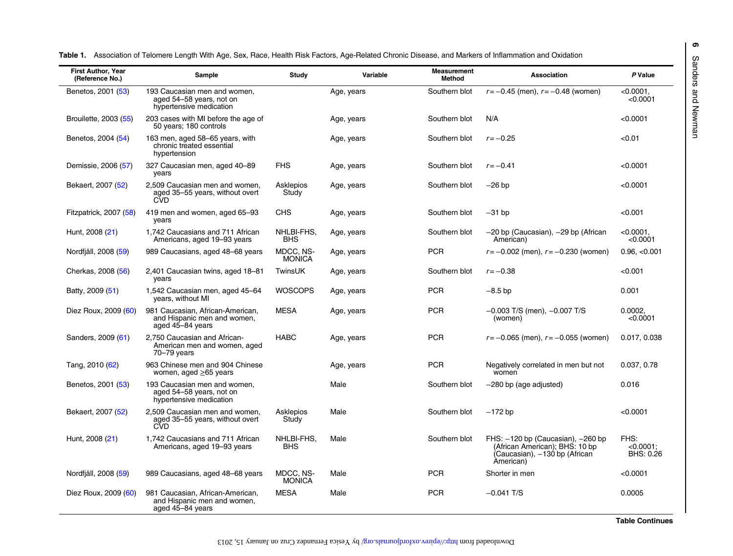**Table 1.** Association of Telomere Length With Age, Sex, Race, Health Risk Factors, Age-Related Chronic Disease, and Markers of Inflammation and Oxidation

| First Author, Year (Reference No.) | Sample | Study | Variable | Measurement Method | Association | *P* Value |
|---|---|---|---|---|---|---|
| Benetos, 2001 (53) | 193 Caucasian men and women, aged 54–58 years, not on hypertensive medication | | Age, years | Southern blot | $r = -0.45$ (men), $r = -0.48$ (women) | <0.0001, <0.0001 |
| Brouilette, 2003 (55) | 203 cases with MI before the age of 50 years; 180 controls | | Age, years | Southern blot | N/A | <0.0001 |
| Benetos, 2004 (54) | 163 men, aged 58–65 years, with chronic treated essential hypertension | | Age, years | Southern blot | $r = -0.25$ | <0.01 |
| Demissie, 2006 (57) | 327 Caucasian men, aged 40–89 years | FHS | Age, years | Southern blot | $r = -0.41$ | <0.0001 |
| Bekaert, 2007 (52) | 2,509 Caucasian men and women, aged 35–55 years, without overt CVD | Asklepios Study | Age, years | Southern blot | −26 bp | <0.0001 |
| Fitzpatrick, 2007 (58) | 419 men and women, aged 65–93 years | CHS | Age, years | Southern blot | −31 bp | <0.001 |
| Hunt, 2008 (21) | 1,742 Caucasians and 711 African Americans, aged 19–93 years | NHLBI-FHS, BHS | Age, years | Southern blot | −20 bp (Caucasian), −29 bp (African American) | <0.0001, <0.0001 |
| Nordfjäll, 2008 (59) | 989 Caucasians, aged 48–68 years | MDCC, NS-MONICA | Age, years | PCR | $r = -0.002$ (men), $r = -0.230$ (women) | 0.96, <0.001 |
| Cherkas, 2008 (56) | 2,401 Caucasian twins, aged 18–81 years | TwinsUK | Age, years | Southern blot | $r = -0.38$ | <0.001 |
| Batty, 2009 (51) | 1,542 Caucasian men, aged 45–64 years, without MI | WOSCOPS | Age, years | PCR | −8.5 bp | 0.001 |
| Diez Roux, 2009 (60) | 981 Caucasian, African-American, and Hispanic men and women, aged 45–84 years | MESA | Age, years | PCR | −0.003 T/S (men), −0.007 T/S (women) | 0.0002, <0.0001 |
| Sanders, 2009 (61) | 2,750 Caucasian and African-American men and women, aged 70–79 years | HABC | Age, years | PCR | $r = -0.065$ (men), $r = -0.055$ (women) | 0.017, 0.038 |
| Tang, 2010 (62) | 963 Chinese men and 904 Chinese women, aged ≥65 years | | Age, years | PCR | Negatively correlated in men but not women | 0.037, 0.78 |
| Benetos, 2001 (53) | 193 Caucasian men and women, aged 54–58 years, not on hypertensive medication | | Male | Southern blot | −280 bp (age adjusted) | 0.016 |
| Bekaert, 2007 (52) | 2,509 Caucasian men and women, aged 35–55 years, without overt CVD | Asklepios Study | Male | Southern blot | −172 bp | <0.0001 |
| Hunt, 2008 (21) | 1,742 Caucasians and 711 African Americans, aged 19–93 years | NHLBI-FHS, BHS | Male | Southern blot | FHS: −120 bp (Caucasian), −260 bp (African American); BHS: 10 bp (Caucasian), −130 bp (African American) | FHS: <0.0001; BHS: 0.26 |
| Nordfjäll, 2008 (59) | 989 Caucasians, aged 48–68 years | MDCC, NS-MONICA | Male | PCR | Shorter in men | <0.0001 |
| Diez Roux, 2009 (60) | 981 Caucasian, African-American, and Hispanic men and women, aged 45–84 years | MESA | Male | PCR | −0.041 T/S | 0.0005 |

Table Continues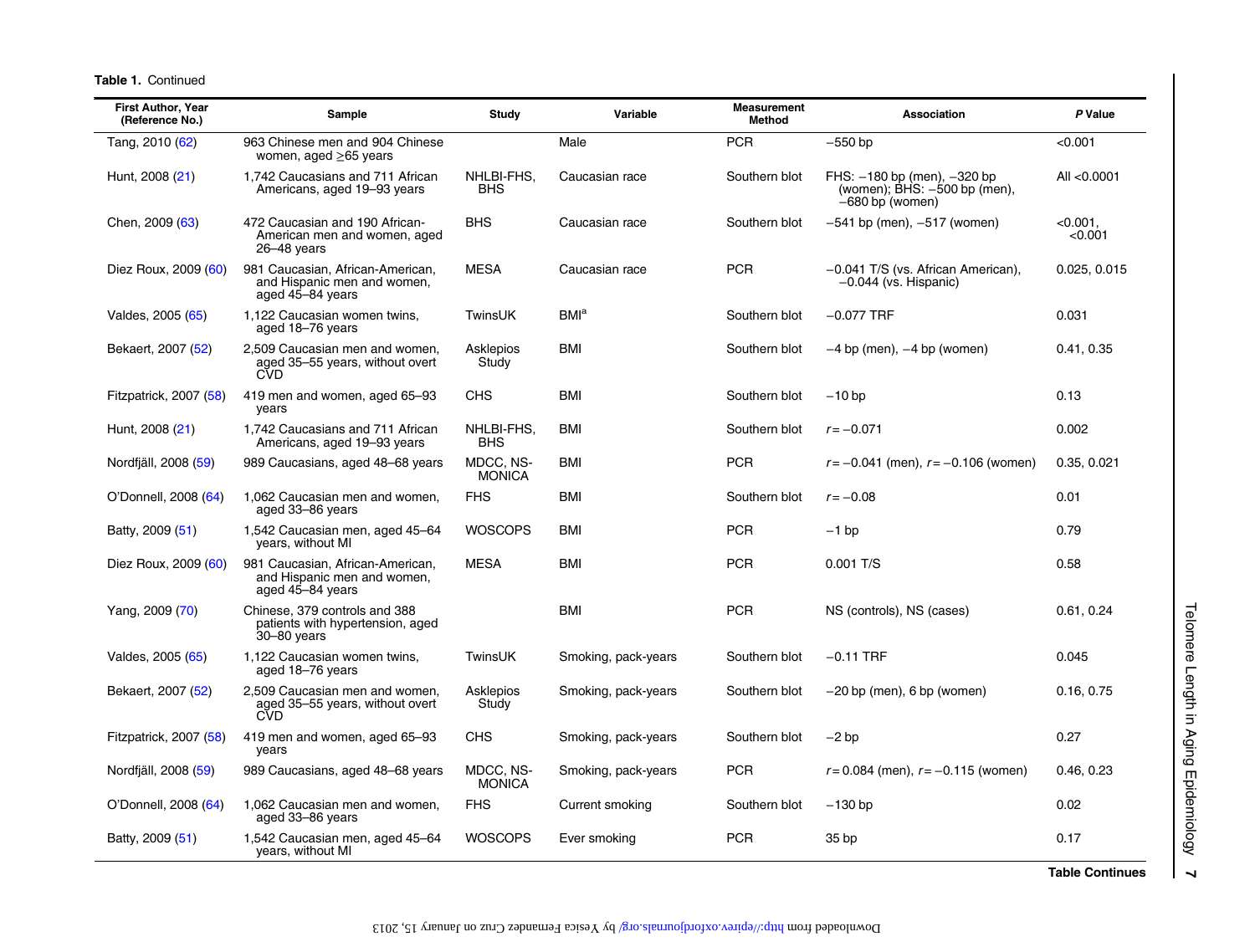**Table 1.** Continued

| First Author, Year (Reference No.) | Sample | Study | Variable | Measurement Method | Association | *P* Value |
|---|---|---|---|---|---|---|
| Tang, 2010 (62) | 963 Chinese men and 904 Chinese women, aged ≥65 years | | Male | PCR | −550 bp | <0.001 |
| Hunt, 2008 (21) | 1,742 Caucasians and 711 African Americans, aged 19–93 years | NHLBI-FHS, BHS | Caucasian race | Southern blot | FHS: −180 bp (men), −320 bp (women); BHS: −500 bp (men), −680 bp (women) | All <0.0001 |
| Chen, 2009 (63) | 472 Caucasian and 190 African-American men and women, aged 26–48 years | BHS | Caucasian race | Southern blot | −541 bp (men), −517 (women) | <0.001, <0.001 |
| Diez Roux, 2009 (60) | 981 Caucasian, African-American, and Hispanic men and women, aged 45–84 years | MESA | Caucasian race | PCR | −0.041 T/S (vs. African American), −0.044 (vs. Hispanic) | 0.025, 0.015 |
| Valdes, 2005 (65) | 1,122 Caucasian women twins, aged 18–76 years | TwinsUK | BMI[a] | Southern blot | −0.077 TRF | 0.031 |
| Bekaert, 2007 (52) | 2,509 Caucasian men and women, aged 35–55 years, without overt CVD | Asklepios Study | BMI | Southern blot | −4 bp (men), −4 bp (women) | 0.41, 0.35 |
| Fitzpatrick, 2007 (58) | 419 men and women, aged 65–93 years | CHS | BMI | Southern blot | −10 bp | 0.13 |
| Hunt, 2008 (21) | 1,742 Caucasians and 711 African Americans, aged 19–93 years | NHLBI-FHS, BHS | BMI | Southern blot | *r* = −0.071 | 0.002 |
| Nordfjäll, 2008 (59) | 989 Caucasians, aged 48–68 years | MDCC, NS-MONICA | BMI | PCR | *r* = −0.041 (men), *r* = −0.106 (women) | 0.35, 0.021 |
| O'Donnell, 2008 (64) | 1,062 Caucasian men and women, aged 33–86 years | FHS | BMI | Southern blot | *r* = −0.08 | 0.01 |
| Batty, 2009 (51) | 1,542 Caucasian men, aged 45–64 years, without MI | WOSCOPS | BMI | PCR | −1 bp | 0.79 |
| Diez Roux, 2009 (60) | 981 Caucasian, African-American, and Hispanic men and women, aged 45–84 years | MESA | BMI | PCR | 0.001 T/S | 0.58 |
| Yang, 2009 (70) | Chinese, 379 controls and 388 patients with hypertension, aged 30–80 years | | BMI | PCR | NS (controls), NS (cases) | 0.61, 0.24 |
| Valdes, 2005 (65) | 1,122 Caucasian women twins, aged 18–76 years | TwinsUK | Smoking, pack-years | Southern blot | −0.11 TRF | 0.045 |
| Bekaert, 2007 (52) | 2,509 Caucasian men and women, aged 35–55 years, without overt CVD | Asklepios Study | Smoking, pack-years | Southern blot | −20 bp (men), 6 bp (women) | 0.16, 0.75 |
| Fitzpatrick, 2007 (58) | 419 men and women, aged 65–93 years | CHS | Smoking, pack-years | Southern blot | −2 bp | 0.27 |
| Nordfjäll, 2008 (59) | 989 Caucasians, aged 48–68 years | MDCC, NS-MONICA | Smoking, pack-years | PCR | *r* = 0.084 (men), *r* = −0.115 (women) | 0.46, 0.23 |
| O'Donnell, 2008 (64) | 1,062 Caucasian men and women, aged 33–86 years | FHS | Current smoking | Southern blot | −130 bp | 0.02 |
| Batty, 2009 (51) | 1,542 Caucasian men, aged 45–64 years, without MI | WOSCOPS | Ever smoking | PCR | 35 bp | 0.17 |

**Table Continues**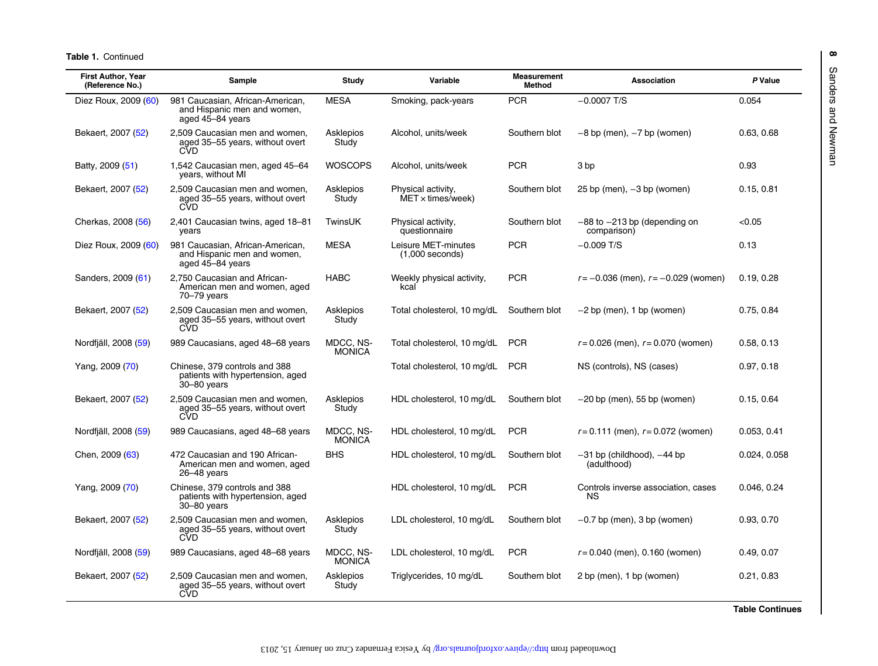**Table 1.** Continued

| First Author, Year (Reference No.) | Sample | Study | Variable | Measurement Method | Association | *P* Value |
|---|---|---|---|---|---|---|
| Diez Roux, 2009 (60) | 981 Caucasian, African-American, and Hispanic men and women, aged 45–84 years | MESA | Smoking, pack-years | PCR | −0.0007 T/S | 0.054 |
| Bekaert, 2007 (52) | 2,509 Caucasian men and women, aged 35–55 years, without overt CVD | Asklepios Study | Alcohol, units/week | Southern blot | −8 bp (men), −7 bp (women) | 0.63, 0.68 |
| Batty, 2009 (51) | 1,542 Caucasian men, aged 45–64 years, without MI | WOSCOPS | Alcohol, units/week | PCR | 3 bp | 0.93 |
| Bekaert, 2007 (52) | 2,509 Caucasian men and women, aged 35–55 years, without overt CVD | Asklepios Study | Physical activity, MET × times/week) | Southern blot | 25 bp (men), −3 bp (women) | 0.15, 0.81 |
| Cherkas, 2008 (56) | 2,401 Caucasian twins, aged 18–81 years | TwinsUK | Physical activity, questionnaire | Southern blot | −88 to −213 bp (depending on comparison) | <0.05 |
| Diez Roux, 2009 (60) | 981 Caucasian, African-American, and Hispanic men and women, aged 45–84 years | MESA | Leisure MET-minutes (1,000 seconds) | PCR | −0.009 T/S | 0.13 |
| Sanders, 2009 (61) | 2,750 Caucasian and African-American men and women, aged 70–79 years | HABC | Weekly physical activity, kcal | PCR | $r = -0.036$ (men), $r = -0.029$ (women) | 0.19, 0.28 |
| Bekaert, 2007 (52) | 2,509 Caucasian men and women, aged 35–55 years, without overt CVD | Asklepios Study | Total cholesterol, 10 mg/dL | Southern blot | −2 bp (men), 1 bp (women) | 0.75, 0.84 |
| Nordfjäll, 2008 (59) | 989 Caucasians, aged 48–68 years | MDCC, NS-MONICA | Total cholesterol, 10 mg/dL | PCR | $r = 0.026$ (men), $r = 0.070$ (women) | 0.58, 0.13 |
| Yang, 2009 (70) | Chinese, 379 controls and 388 patients with hypertension, aged 30–80 years | | Total cholesterol, 10 mg/dL | PCR | NS (controls), NS (cases) | 0.97, 0.18 |
| Bekaert, 2007 (52) | 2,509 Caucasian men and women, aged 35–55 years, without overt CVD | Asklepios Study | HDL cholesterol, 10 mg/dL | Southern blot | −20 bp (men), 55 bp (women) | 0.15, 0.64 |
| Nordfjäll, 2008 (59) | 989 Caucasians, aged 48–68 years | MDCC, NS-MONICA | HDL cholesterol, 10 mg/dL | PCR | $r = 0.111$ (men), $r = 0.072$ (women) | 0.053, 0.41 |
| Chen, 2009 (63) | 472 Caucasian and 190 African-American men and women, aged 26–48 years | BHS | HDL cholesterol, 10 mg/dL | Southern blot | −31 bp (childhood), −44 bp (adulthood) | 0.024, 0.058 |
| Yang, 2009 (70) | Chinese, 379 controls and 388 patients with hypertension, aged 30–80 years | | HDL cholesterol, 10 mg/dL | PCR | Controls inverse association, cases NS | 0.046, 0.24 |
| Bekaert, 2007 (52) | 2,509 Caucasian men and women, aged 35–55 years, without overt CVD | Asklepios Study | LDL cholesterol, 10 mg/dL | Southern blot | −0.7 bp (men), 3 bp (women) | 0.93, 0.70 |
| Nordfjäll, 2008 (59) | 989 Caucasians, aged 48–68 years | MDCC, NS-MONICA | LDL cholesterol, 10 mg/dL | PCR | $r = 0.040$ (men), 0.160 (women) | 0.49, 0.07 |
| Bekaert, 2007 (52) | 2,509 Caucasian men and women, aged 35–55 years, without overt CVD | Asklepios Study | Triglycerides, 10 mg/dL | Southern blot | 2 bp (men), 1 bp (women) | 0.21, 0.83 |

**Table Continues**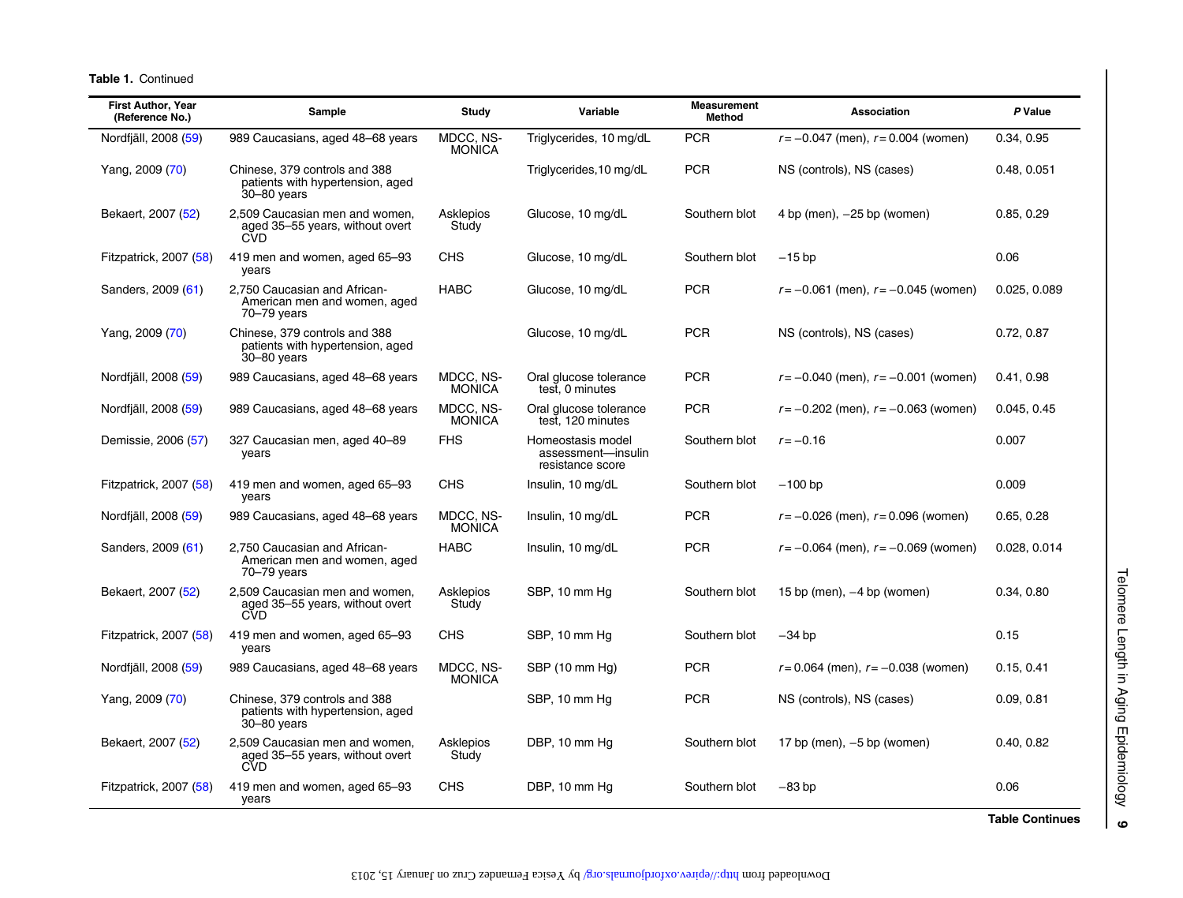**Table 1.** Continued

| First Author, Year (Reference No.) | Sample | Study | Variable | Measurement Method | Association | *P* Value |
|---|---|---|---|---|---|---|
| Nordfjäll, 2008 (59) | 989 Caucasians, aged 48–68 years | MDCC, NS-MONICA | Triglycerides, 10 mg/dL | PCR | $r = -0.047$ (men), $r = 0.004$ (women) | 0.34, 0.95 |
| Yang, 2009 (70) | Chinese, 379 controls and 388 patients with hypertension, aged 30–80 years | | Triglycerides,10 mg/dL | PCR | NS (controls), NS (cases) | 0.48, 0.051 |
| Bekaert, 2007 (52) | 2,509 Caucasian men and women, aged 35–55 years, without overt CVD | Asklepios Study | Glucose, 10 mg/dL | Southern blot | 4 bp (men), −25 bp (women) | 0.85, 0.29 |
| Fitzpatrick, 2007 (58) | 419 men and women, aged 65–93 years | CHS | Glucose, 10 mg/dL | Southern blot | −15 bp | 0.06 |
| Sanders, 2009 (61) | 2,750 Caucasian and African-American men and women, aged 70–79 years | HABC | Glucose, 10 mg/dL | PCR | $r = -0.061$ (men), $r = -0.045$ (women) | 0.025, 0.089 |
| Yang, 2009 (70) | Chinese, 379 controls and 388 patients with hypertension, aged 30–80 years | | Glucose, 10 mg/dL | PCR | NS (controls), NS (cases) | 0.72, 0.87 |
| Nordfjäll, 2008 (59) | 989 Caucasians, aged 48–68 years | MDCC, NS-MONICA | Oral glucose tolerance test, 0 minutes | PCR | $r = -0.040$ (men), $r = -0.001$ (women) | 0.41, 0.98 |
| Nordfjäll, 2008 (59) | 989 Caucasians, aged 48–68 years | MDCC, NS-MONICA | Oral glucose tolerance test, 120 minutes | PCR | $r = -0.202$ (men), $r = -0.063$ (women) | 0.045, 0.45 |
| Demissie, 2006 (57) | 327 Caucasian men, aged 40–89 years | FHS | Homeostasis model assessment—insulin resistance score | Southern blot | $r = -0.16$ | 0.007 |
| Fitzpatrick, 2007 (58) | 419 men and women, aged 65–93 years | CHS | Insulin, 10 mg/dL | Southern blot | −100 bp | 0.009 |
| Nordfjäll, 2008 (59) | 989 Caucasians, aged 48–68 years | MDCC, NS-MONICA | Insulin, 10 mg/dL | PCR | $r = -0.026$ (men), $r = 0.096$ (women) | 0.65, 0.28 |
| Sanders, 2009 (61) | 2,750 Caucasian and African-American men and women, aged 70–79 years | HABC | Insulin, 10 mg/dL | PCR | $r = -0.064$ (men), $r = -0.069$ (women) | 0.028, 0.014 |
| Bekaert, 2007 (52) | 2,509 Caucasian men and women, aged 35–55 years, without overt CVD | Asklepios Study | SBP, 10 mm Hg | Southern blot | 15 bp (men), −4 bp (women) | 0.34, 0.80 |
| Fitzpatrick, 2007 (58) | 419 men and women, aged 65–93 years | CHS | SBP, 10 mm Hg | Southern blot | −34 bp | 0.15 |
| Nordfjäll, 2008 (59) | 989 Caucasians, aged 48–68 years | MDCC, NS-MONICA | SBP (10 mm Hg) | PCR | $r = 0.064$ (men), $r = -0.038$ (women) | 0.15, 0.41 |
| Yang, 2009 (70) | Chinese, 379 controls and 388 patients with hypertension, aged 30–80 years | | SBP, 10 mm Hg | PCR | NS (controls), NS (cases) | 0.09, 0.81 |
| Bekaert, 2007 (52) | 2,509 Caucasian men and women, aged 35–55 years, without overt CVD | Asklepios Study | DBP, 10 mm Hg | Southern blot | 17 bp (men), −5 bp (women) | 0.40, 0.82 |
| Fitzpatrick, 2007 (58) | 419 men and women, aged 65–93 years | CHS | DBP, 10 mm Hg | Southern blot | −83 bp | 0.06 |

**Table Continues**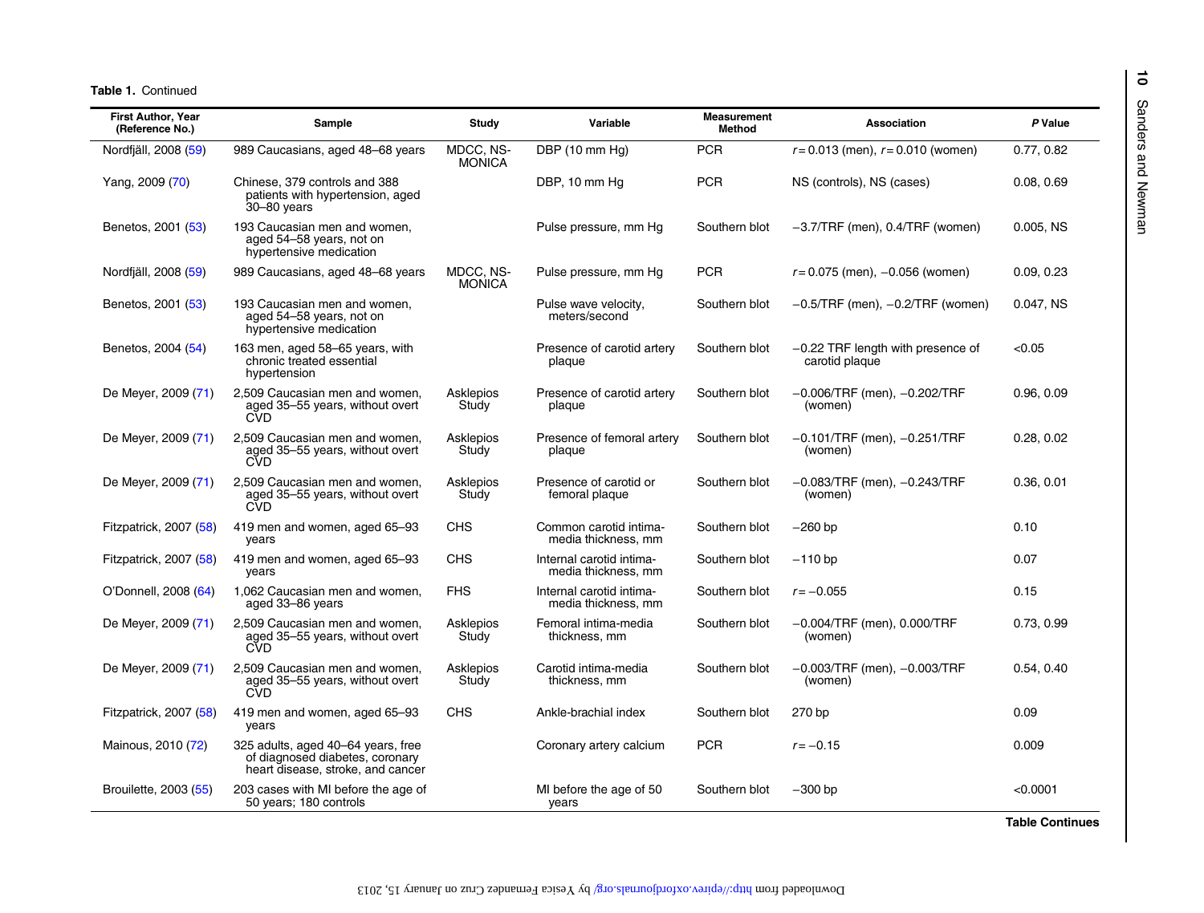**Table 1.** Continued

| First Author, Year (Reference No.) | Sample | Study | Variable | Measurement Method | Association | *P* Value |
|---|---|---|---|---|---|---|
| Nordfjäll, 2008 (59) | 989 Caucasians, aged 48–68 years | MDCC, NS-MONICA | DBP (10 mm Hg) | PCR | $r = 0.013$ (men), $r = 0.010$ (women) | 0.77, 0.82 |
| Yang, 2009 (70) | Chinese, 379 controls and 388 patients with hypertension, aged 30–80 years | | DBP, 10 mm Hg | PCR | NS (controls), NS (cases) | 0.08, 0.69 |
| Benetos, 2001 (53) | 193 Caucasian men and women, aged 54–58 years, not on hypertensive medication | | Pulse pressure, mm Hg | Southern blot | −3.7/TRF (men), 0.4/TRF (women) | 0.005, NS |
| Nordfjäll, 2008 (59) | 989 Caucasians, aged 48–68 years | MDCC, NS-MONICA | Pulse pressure, mm Hg | PCR | $r = 0.075$ (men), −0.056 (women) | 0.09, 0.23 |
| Benetos, 2001 (53) | 193 Caucasian men and women, aged 54–58 years, not on hypertensive medication | | Pulse wave velocity, meters/second | Southern blot | −0.5/TRF (men), −0.2/TRF (women) | 0.047, NS |
| Benetos, 2004 (54) | 163 men, aged 58–65 years, with chronic treated essential hypertension | | Presence of carotid artery plaque | Southern blot | −0.22 TRF length with presence of carotid plaque | <0.05 |
| De Meyer, 2009 (71) | 2,509 Caucasian men and women, aged 35–55 years, without overt CVD | Asklepios Study | Presence of carotid artery plaque | Southern blot | −0.006/TRF (men), −0.202/TRF (women) | 0.96, 0.09 |
| De Meyer, 2009 (71) | 2,509 Caucasian men and women, aged 35–55 years, without overt CVD | Asklepios Study | Presence of femoral artery plaque | Southern blot | −0.101/TRF (men), −0.251/TRF (women) | 0.28, 0.02 |
| De Meyer, 2009 (71) | 2,509 Caucasian men and women, aged 35–55 years, without overt CVD | Asklepios Study | Presence of carotid or femoral plaque | Southern blot | −0.083/TRF (men), −0.243/TRF (women) | 0.36, 0.01 |
| Fitzpatrick, 2007 (58) | 419 men and women, aged 65–93 years | CHS | Common carotid intima-media thickness, mm | Southern blot | −260 bp | 0.10 |
| Fitzpatrick, 2007 (58) | 419 men and women, aged 65–93 years | CHS | Internal carotid intima-media thickness, mm | Southern blot | −110 bp | 0.07 |
| O'Donnell, 2008 (64) | 1,062 Caucasian men and women, aged 33–86 years | FHS | Internal carotid intima-media thickness, mm | Southern blot | $r = -0.055$ | 0.15 |
| De Meyer, 2009 (71) | 2,509 Caucasian men and women, aged 35–55 years, without overt CVD | Asklepios Study | Femoral intima-media thickness, mm | Southern blot | −0.004/TRF (men), 0.000/TRF (women) | 0.73, 0.99 |
| De Meyer, 2009 (71) | 2,509 Caucasian men and women, aged 35–55 years, without overt CVD | Asklepios Study | Carotid intima-media thickness, mm | Southern blot | −0.003/TRF (men), −0.003/TRF (women) | 0.54, 0.40 |
| Fitzpatrick, 2007 (58) | 419 men and women, aged 65–93 years | CHS | Ankle-brachial index | Southern blot | 270 bp | 0.09 |
| Mainous, 2010 (72) | 325 adults, aged 40–64 years, free of diagnosed diabetes, coronary heart disease, stroke, and cancer | | Coronary artery calcium | PCR | $r = -0.15$ | 0.009 |
| Brouilette, 2003 (55) | 203 cases with MI before the age of 50 years; 180 controls | | MI before the age of 50 years | Southern blot | −300 bp | <0.0001 |

**Table Continues**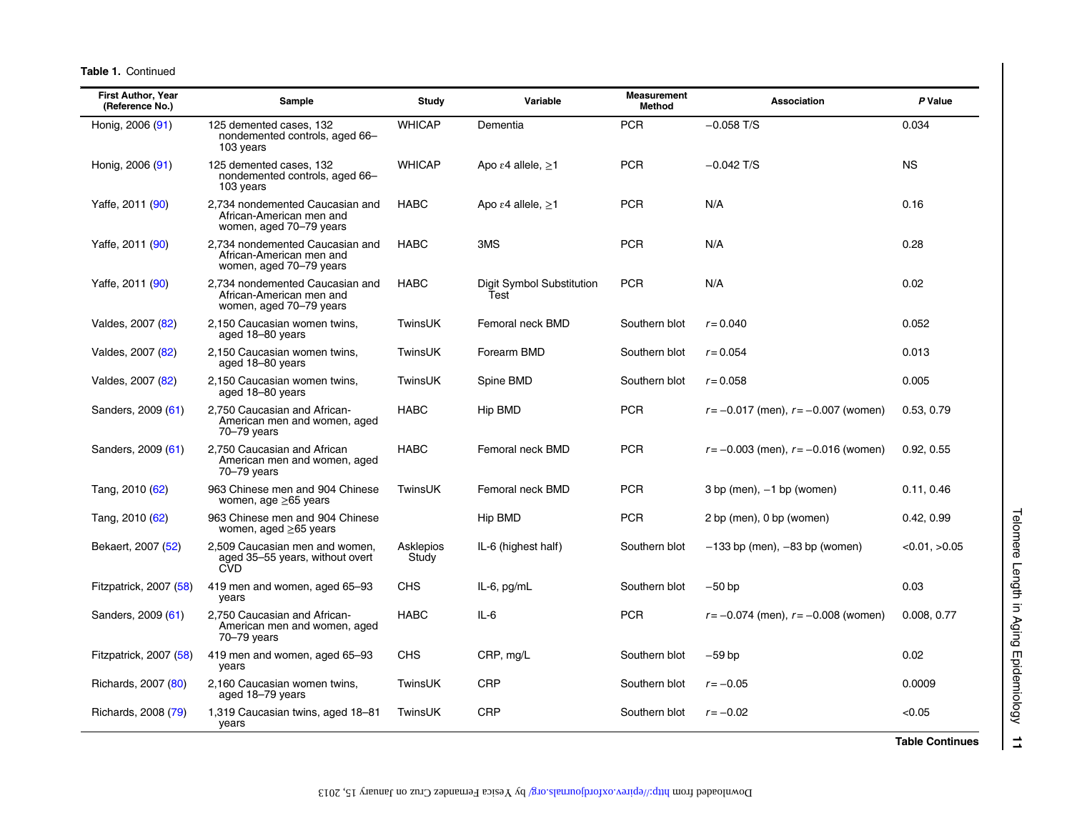**Table 1.** Continued

| First Author, Year (Reference No.) | Sample | Study | Variable | Measurement Method | Association | *P* Value |
|---|---|---|---|---|---|---|
| Honig, 2006 (91) | 125 demented cases, 132 nondemented controls, aged 66–103 years | WHICAP | Dementia | PCR | −0.058 T/S | 0.034 |
| Honig, 2006 (91) | 125 demented cases, 132 nondemented controls, aged 66–103 years | WHICAP | Apo ε4 allele, ≥1 | PCR | −0.042 T/S | NS |
| Yaffe, 2011 (90) | 2,734 nondemented Caucasian and African-American men and women, aged 70–79 years | HABC | Apo ε4 allele, ≥1 | PCR | N/A | 0.16 |
| Yaffe, 2011 (90) | 2,734 nondemented Caucasian and African-American men and women, aged 70–79 years | HABC | 3MS | PCR | N/A | 0.28 |
| Yaffe, 2011 (90) | 2,734 nondemented Caucasian and African-American men and women, aged 70–79 years | HABC | Digit Symbol Substitution Test | PCR | N/A | 0.02 |
| Valdes, 2007 (82) | 2,150 Caucasian women twins, aged 18–80 years | TwinsUK | Femoral neck BMD | Southern blot | $r = 0.040$ | 0.052 |
| Valdes, 2007 (82) | 2,150 Caucasian women twins, aged 18–80 years | TwinsUK | Forearm BMD | Southern blot | $r = 0.054$ | 0.013 |
| Valdes, 2007 (82) | 2,150 Caucasian women twins, aged 18–80 years | TwinsUK | Spine BMD | Southern blot | $r = 0.058$ | 0.005 |
| Sanders, 2009 (61) | 2,750 Caucasian and African-American men and women, aged 70–79 years | HABC | Hip BMD | PCR | $r = -0.017$ (men), $r = -0.007$ (women) | 0.53, 0.79 |
| Sanders, 2009 (61) | 2,750 Caucasian and African American men and women, aged 70–79 years | HABC | Femoral neck BMD | PCR | $r = -0.003$ (men), $r = -0.016$ (women) | 0.92, 0.55 |
| Tang, 2010 (62) | 963 Chinese men and 904 Chinese women, age ≥65 years | TwinsUK | Femoral neck BMD | PCR | 3 bp (men), −1 bp (women) | 0.11, 0.46 |
| Tang, 2010 (62) | 963 Chinese men and 904 Chinese women, aged ≥65 years | | Hip BMD | PCR | 2 bp (men), 0 bp (women) | 0.42, 0.99 |
| Bekaert, 2007 (52) | 2,509 Caucasian men and women, aged 35–55 years, without overt CVD | Asklepios Study | IL-6 (highest half) | Southern blot | −133 bp (men), −83 bp (women) | <0.01, >0.05 |
| Fitzpatrick, 2007 (58) | 419 men and women, aged 65–93 years | CHS | IL-6, pg/mL | Southern blot | −50 bp | 0.03 |
| Sanders, 2009 (61) | 2,750 Caucasian and African-American men and women, aged 70–79 years | HABC | IL-6 | PCR | $r = -0.074$ (men), $r = -0.008$ (women) | 0.008, 0.77 |
| Fitzpatrick, 2007 (58) | 419 men and women, aged 65–93 years | CHS | CRP, mg/L | Southern blot | −59 bp | 0.02 |
| Richards, 2007 (80) | 2,160 Caucasian women twins, aged 18–79 years | TwinsUK | CRP | Southern blot | $r = -0.05$ | 0.0009 |
| Richards, 2008 (79) | 1,319 Caucasian twins, aged 18–81 years | TwinsUK | CRP | Southern blot | $r = -0.02$ | <0.05 |

**Table Continues**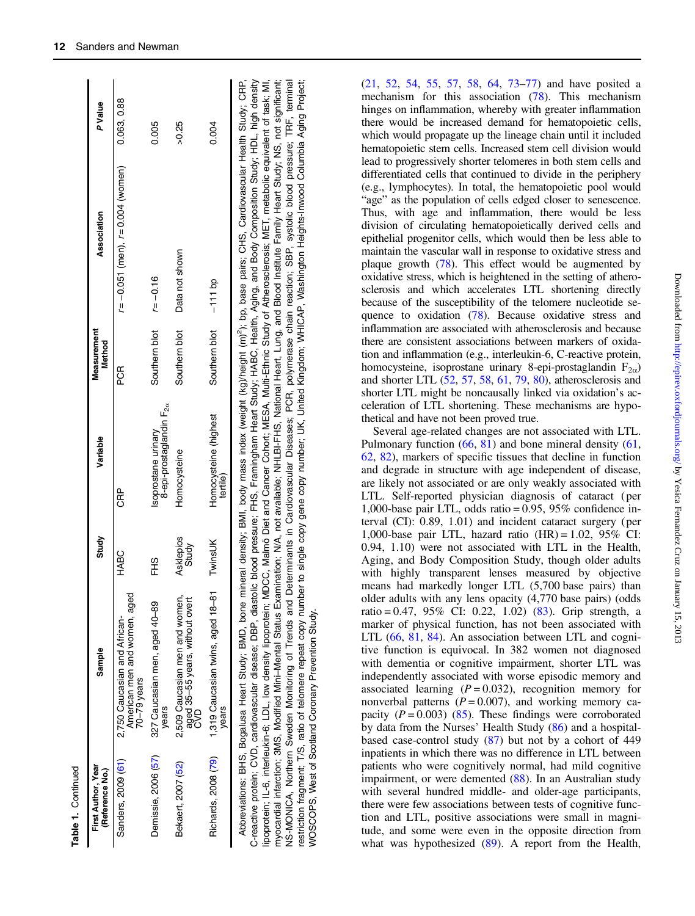**Table 1.** Continued

| First Author, Year (Reference No.) | Sample | Study | Variable | Measurement Method | Association | P Value |
|---|---|---|---|---|---|---|
| Sanders, 2009 (61) | 2,750 Caucasian and African-American men and women, aged 70–79 years | HABC | CRP | PCR | r = −0.051 (men), r = 0.004 (women) | 0.063, 0.88 |
| Demissie, 2006 (57) | 327 Caucasian men, aged 40–89 years | FHS | Isoprostane urinary 8-epi-prostaglandin $F_{2\alpha}$ | Southern blot | r = −0.16 | 0.005 |
| Bekaert, 2007 (52) | 2,509 Caucasian men and women, aged 35–55 years, without overt CVD | Asklepios Study | Homocysteine | Southern blot | Data not shown | >0.25 |
| Richards, 2008 (79) | 1,319 Caucasian twins, aged 18–81 years | TwinsUK | Homocysteine (highest tertile) | Southern blot | −111 bp | 0.004 |

Abbreviations: BHS, Bogalusa Heart Study; BMD, bone mineral density; BMI, body mass index (weight (kg)/height (m)$^2$); bp, base pairs; CHS, Cardiovascular Health Study; CRP, C-reactive protein; CVD, cardiovascular disease; DBP, diastolic blood pressure; FHS, Framingham Heart Study; HABC, Health, Aging, and Body Composition Study; HDL, high density lipoprotein; IL-6, interleukin-6; LDL, low density lipoprotein; MDCC, Malmö Diet and Cancer Cohort; MESA, Multi-Ethnic Study of Atherosclerosis; MET, metabolic equivalent of task; MI, myocardial infarction; 3MS, Modified Mini-Mental Status Examination; N/A, not available; NHLBI-FHS, National Heart, Lung, and Blood Institute Family Heart Study; NS, not significant; NS-MONICA, Northern Sweden Monitoring of Trends and Determinants in Cardiovascular Diseases; PCR, polymerase chain reaction; SBP, systolic blood pressure; TRF, terminal restriction fragment; T/S, ratio of telomere repeat copy number to single copy gene copy number; UK, United Kingdom; WHICAP, Washington Heights-Inwood Columbia Aging Project; WOSCOPS, West of Scotland Coronary Prevention Study.

(21, 52, 54, 55, 57, 58, 64, 73–77) and have posited a mechanism for this association (78). This mechanism hinges on inflammation, whereby with greater inflammation there would be increased demand for hematopoietic cells, which would propagate up the lineage chain until it included hematopoietic stem cells. Increased stem cell division would lead to progressively shorter telomeres in both stem cells and differentiated cells that continued to divide in the periphery (e.g., lymphocytes). In total, the hematopoietic pool would "age" as the population of cells edged closer to senescence. Thus, with age and inflammation, there would be less division of circulating hematopoietically derived cells and epithelial progenitor cells, which would then be less able to maintain the vascular wall in response to oxidative stress and plaque growth (78). This effect would be augmented by oxidative stress, which is heightened in the setting of atherosclerosis and which accelerates LTL shortening directly because of the susceptibility of the telomere nucleotide sequence to oxidation (78). Because oxidative stress and inflammation are associated with atherosclerosis and because there are consistent associations between markers of oxidation and inflammation (e.g., interleukin-6, C-reactive protein, homocysteine, isoprostane urinary 8-epi-prostaglandin $F_{2\alpha}$) and shorter LTL (52, 57, 58, 61, 79, 80), atherosclerosis and shorter LTL might be noncausally linked via oxidation's acceleration of LTL shortening. These mechanisms are hypothetical and have not been proved true.

Several age-related changes are not associated with LTL. Pulmonary function (66, 81) and bone mineral density (61, 62, 82), markers of specific tissues that decline in function and degrade in structure with age independent of disease, are likely not associated or are only weakly associated with LTL. Self-reported physician diagnosis of cataract (per 1,000-base pair LTL, odds ratio = 0.95, 95% confidence interval (CI): 0.89, 1.01) and incident cataract surgery (per 1,000-base pair LTL, hazard ratio (HR) = 1.02, 95% CI: 0.94, 1.10) were not associated with LTL in the Health, Aging, and Body Composition Study, though older adults with highly transparent lenses measured by objective means had markedly longer LTL (5,700 base pairs) than older adults with any lens opacity (4,770 base pairs) (odds ratio = 0.47, 95% CI: 0.22, 1.02) (83). Grip strength, a marker of physical function, has not been associated with LTL (66, 81, 84). An association between LTL and cognitive function is equivocal. In 382 women not diagnosed with dementia or cognitive impairment, shorter LTL was independently associated with worse episodic memory and associated learning ($P = 0.032$), recognition memory for nonverbal patterns ($P = 0.007$), and working memory capacity ($P = 0.003$) (85). These findings were corroborated by data from the Nurses' Health Study (86) and a hospital-based case-control study (87) but not by a cohort of 449 inpatients in which there was no difference in LTL between patients who were cognitively normal, had mild cognitive impairment, or were demented (88). In an Australian study with several hundred middle- and older-age participants, there were few associations between tests of cognitive function and LTL, positive associations were small in magnitude, and some were even in the opposite direction from what was hypothesized (89). A report from the Health,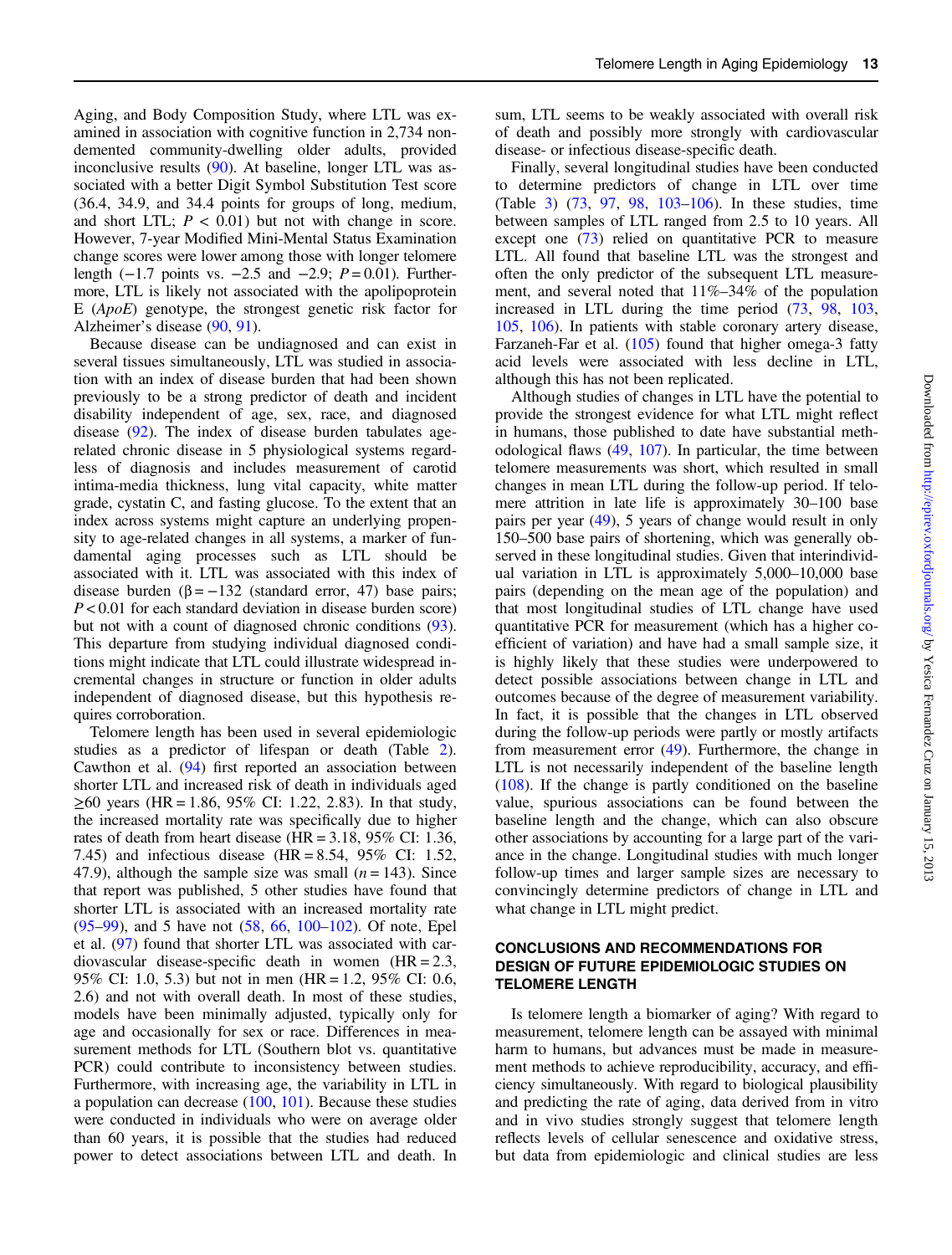Aging, and Body Composition Study, where LTL was examined in association with cognitive function in 2,734 nondemented community-dwelling older adults, provided inconclusive results (90). At baseline, longer LTL was associated with a better Digit Symbol Substitution Test score (36.4, 34.9, and 34.4 points for groups of long, medium, and short LTL; $P < 0.01$) but not with change in score. However, 7-year Modified Mini-Mental State Examination change scores were lower among those with longer telomere length (−1.7 points vs. −2.5 and −2.9; $P = 0.01$). Furthermore, LTL is likely not associated with the apolipoprotein E (*ApoE*) genotype, the strongest genetic risk factor for Alzheimer's disease (90, 91).

Because disease can be undiagnosed and can exist in several tissues simultaneously, LTL was studied in association with an index of disease burden that had been shown previously to be a strong predictor of death and incident disability independent of age, sex, race, and diagnosed disease (92). The index of disease burden tabulates age-related chronic disease in 5 physiological systems regardless of diagnosis and includes measurement of carotid intima-media thickness, lung vital capacity, white matter grade, cystatin C, and fasting glucose. To the extent that an index across systems might capture an underlying propensity to age-related changes in all systems, a marker of fundamental aging processes such as LTL should be associated with it. LTL was associated with this index of disease burden ($\beta = -132$ (standard error, 47) base pairs; $P < 0.01$ for each standard deviation in disease burden score) but not with a count of diagnosed chronic conditions (93). This departure from studying individual diagnosed conditions might indicate that LTL could illustrate widespread incremental changes in structure or function in older adults independent of diagnosed disease, but this hypothesis requires corroboration.

Telomere length has been used in several epidemiologic studies as a predictor of lifespan or death (Table 2). Cawthon et al. (94) first reported an association between shorter LTL and increased risk of death in individuals aged ≥60 years (HR = 1.86, 95% CI: 1.22, 2.83). In that study, the increased mortality rate was specifically due to higher rates of death from heart disease (HR = 3.18, 95% CI: 1.36, 7.45) and infectious disease (HR = 8.54, 95% CI: 1.52, 47.9), although the sample size was small ($n = 143$). Since that report was published, 5 other studies have found that shorter LTL is associated with an increased mortality rate (95–99), and 5 have not (58, 66, 100–102). Of note, Epel et al. (97) found that shorter LTL was associated with cardiovascular disease-specific death in women (HR = 2.3, 95% CI: 1.0, 5.3) but not in men (HR = 1.2, 95% CI: 0.6, 2.6) and not with overall death. In most of these studies, models have been minimally adjusted, typically only for age and occasionally for sex or race. Differences in measurement methods for LTL (Southern blot vs. quantitative PCR) could contribute to inconsistency between studies. Furthermore, with increasing age, the variability in LTL in a population can decrease (100, 101). Because these studies were conducted in individuals who were on average older than 60 years, it is possible that the studies had reduced power to detect associations between LTL and death. In sum, LTL seems to be weakly associated with overall risk of death and possibly more strongly with cardiovascular disease- or infectious disease-specific death.

Finally, several longitudinal studies have been conducted to determine predictors of change in LTL over time (Table 3) (73, 97, 98, 103–106). In these studies, time between samples of LTL ranged from 2.5 to 10 years. All except one (73) relied on quantitative PCR to measure LTL. All found that baseline LTL was the strongest and often the only predictor of the subsequent LTL measurement, and several noted that 11%–34% of the population increased in LTL during the time period (73, 98, 103, 105, 106). In patients with stable coronary artery disease, Farzaneh-Far et al. (105) found that higher omega-3 fatty acid levels were associated with less decline in LTL, although this has not been replicated.

Although studies of changes in LTL have the potential to provide the strongest evidence for what LTL might reflect in humans, those published to date have substantial methodological flaws (49, 107). In particular, the time between telomere measurements was short, which resulted in small changes in mean LTL during the follow-up period. If telomere attrition in late life is approximately 30–100 base pairs per year (49), 5 years of change would result in only 150–500 base pairs of shortening, which was generally observed in these longitudinal studies. Given that interindividual variation in LTL is approximately 5,000–10,000 base pairs (depending on the mean age of the population) and that most longitudinal studies of LTL change have used quantitative PCR for measurement (which has a higher coefficient of variation) and have had a small sample size, it is highly likely that these studies were underpowered to detect possible associations between change in LTL and outcomes because of the degree of measurement variability. In fact, it is possible that the changes in LTL observed during the follow-up periods were partly or mostly artifacts from measurement error (49). Furthermore, the change in LTL is not necessarily independent of the baseline length (108). If the change is partly conditioned on the baseline value, spurious associations can be found between the baseline length and the change, which can also obscure other associations by accounting for a large part of the variance in the change. Longitudinal studies with much longer follow-up times and larger sample sizes are necessary to convincingly determine predictors of change in LTL and what change in LTL might predict.

## CONCLUSIONS AND RECOMMENDATIONS FOR DESIGN OF FUTURE EPIDEMIOLOGIC STUDIES ON TELOMERE LENGTH

Is telomere length a biomarker of aging? With regard to measurement, telomere length can be assayed with minimal harm to humans, but advances must be made in measurement methods to achieve reproducibility, accuracy, and efficiency simultaneously. With regard to biological plausibility and predicting the rate of aging, data derived from in vitro and in vivo studies strongly suggest that telomere length reflects levels of cellular senescence and oxidative stress, but data from epidemiologic and clinical studies are less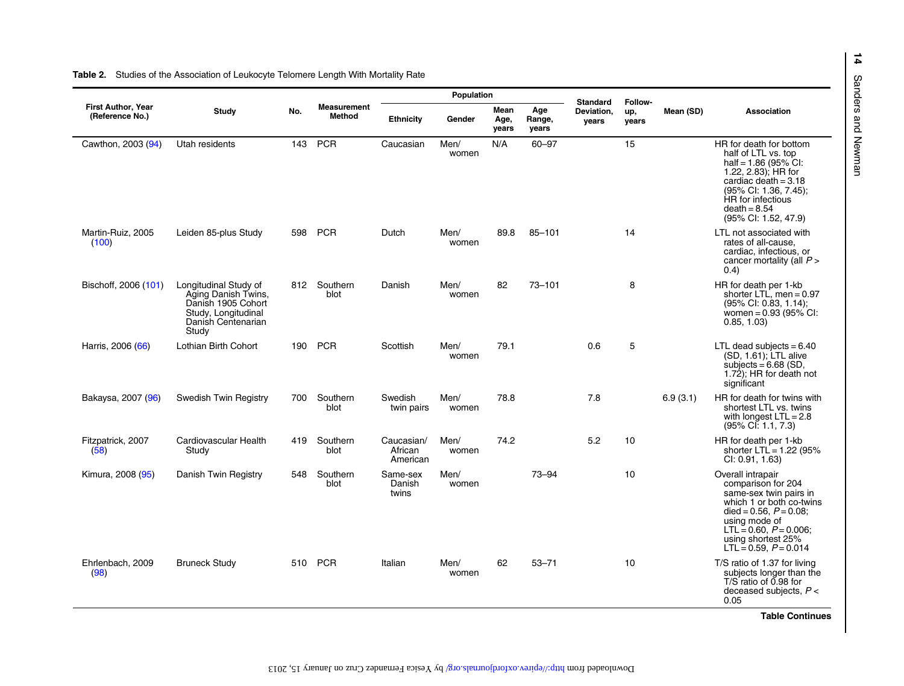**Table 2.** Studies of the Association of Leukocyte Telomere Length With Mortality Rate

| First Author, Year (Reference No.) | Study | No. | Measurement Method | Population | | | | Standard Deviation, years | Follow-up, years | Mean (SD) | Association |
|---|---|---|---|---|---|---|---|---|---|---|---|
| | | | | Ethnicity | Gender | Mean Age, years | Age Range, years | | | | |
| Cawthon, 2003 (94) | Utah residents | 143 | PCR | Caucasian | Men/women | N/A | 60–97 | | 15 | | HR for death for bottom half of LTL vs. top half = 1.86 (95% CI: 1.22, 2.83); HR for cardiac death = 3.18 (95% CI: 1.36, 7.45); HR for infectious death = 8.54 (95% CI: 1.52, 47.9) |
| Martin-Ruiz, 2005 (100) | Leiden 85-plus Study | 598 | PCR | Dutch | Men/women | 89.8 | 85–101 | | 14 | | LTL not associated with rates of all-cause, cardiac, infectious, or cancer mortality (all $P > 0.4$) |
| Bischoff, 2006 (101) | Longitudinal Study of Aging Danish Twins, Danish 1905 Cohort Study, Longitudinal Danish Centenarian Study | 812 | Southern blot | Danish | Men/women | 82 | 73–101 | | 8 | | HR for death per 1-kb shorter LTL, men = 0.97 (95% CI: 0.83, 1.14); women = 0.93 (95% CI: 0.85, 1.03) |
| Harris, 2006 (66) | Lothian Birth Cohort | 190 | PCR | Scottish | Men/women | 79.1 | | 0.6 | 5 | | LTL dead subjects = 6.40 (SD, 1.61); LTL alive subjects = 6.68 (SD, 1.72); HR for death not significant |
| Bakaysa, 2007 (96) | Swedish Twin Registry | 700 | Southern blot | Swedish twin pairs | Men/women | 78.8 | | 7.8 | | 6.9 (3.1) | HR for death for twins with shortest LTL vs. twins with longest LTL = 2.8 (95% CI: 1.1, 7.3) |
| Fitzpatrick, 2007 (58) | Cardiovascular Health Study | 419 | Southern blot | Caucasian/African American | Men/women | 74.2 | | 5.2 | 10 | | HR for death per 1-kb shorter LTL = 1.22 (95% CI: 0.91, 1.63) |
| Kimura, 2008 (95) | Danish Twin Registry | 548 | Southern blot | Same-sex Danish twins | Men/women | | 73–94 | | 10 | | Overall intrapair comparison for 204 same-sex twin pairs in which 1 or both co-twins died = 0.56, $P = 0.08$; using mode of LTL = 0.60, $P = 0.006$; using shortest 25% LTL = 0.59, $P = 0.014$ |
| Ehrlenbach, 2009 (98) | Bruneck Study | 510 | PCR | Italian | Men/women | 62 | 53–71 | | 10 | | T/S ratio of 1.37 for living subjects longer than the T/S ratio of 0.98 for deceased subjects, $P < 0.05$ |

**Table Continues**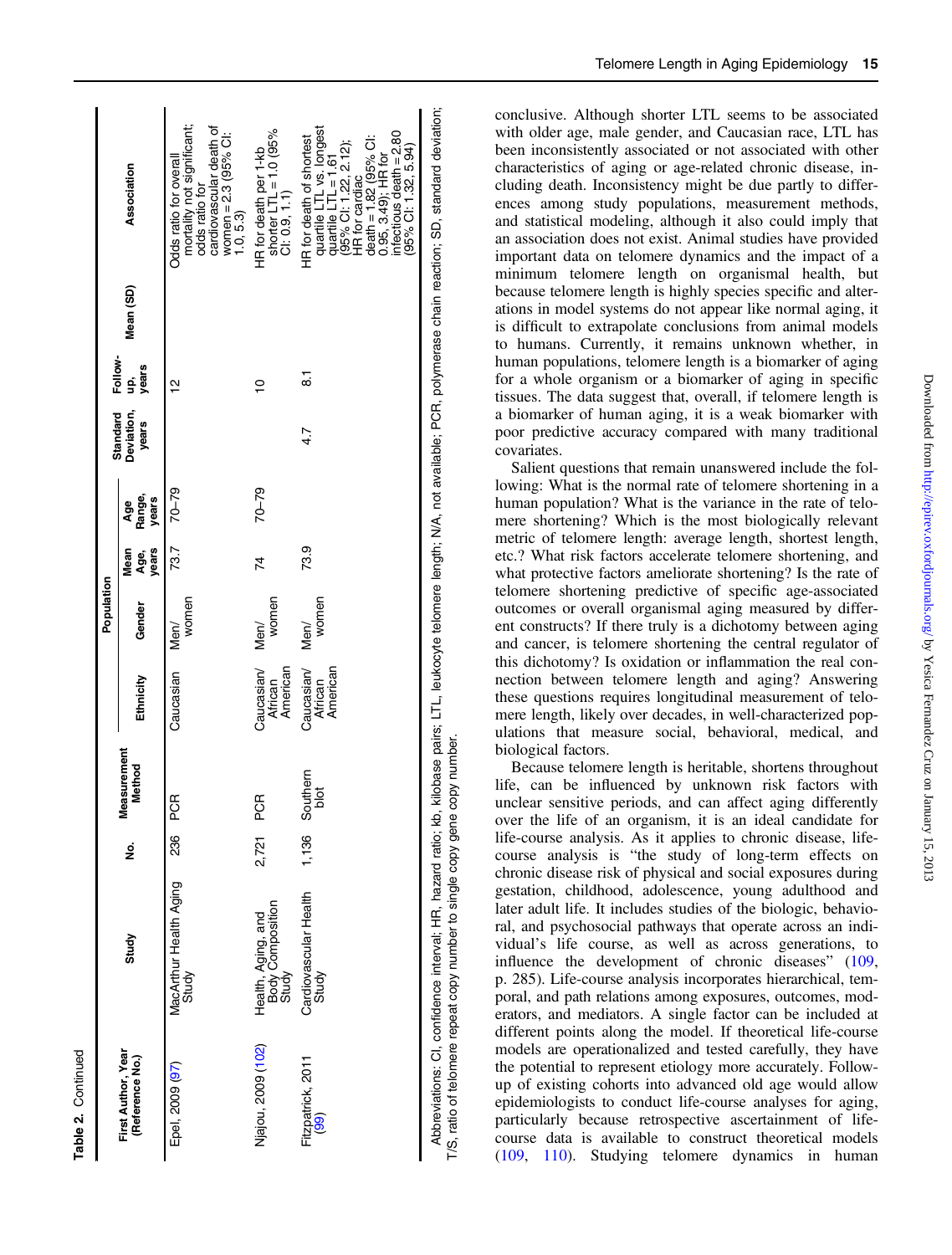**Table 2.** Continued

| First Author, Year (Reference No.) | Study | No. | Measurement Method | Population | | | | | | | |
|---|---|---|---|---|---|---|---|---|---|---|---|
| | | | | Ethnicity | Gender | Mean Age, years | Age Range, years | Standard Deviation, years | Follow-up, years | Mean (SD) | Association |
| Epel, 2009 (97) | MacArthur Health Aging Study | 236 | PCR | Caucasian | Men/women | 73.7 | 70–79 | | 12 | | Odds ratio for overall mortality not significant; odds ratio for cardiovascular death of women = 2.3 (95% CI: 1.0, 5.3) |
| Njajou, 2009 (102) | Health, Aging, and Body Composition Study | 2,721 | PCR | Caucasian/African American | Men/women | 74 | 70–79 | | 10 | | HR for death per 1-kb shorter LTL = 1.0 (95% CI: 0.9, 1.1) |
| Fitzpatrick, 2011 (99) | Cardiovascular Health Study | 1,136 | Southern blot | Caucasian/African American | Men/women | 73.9 | | 4.7 | 8.1 | | HR for death of shortest quartile LTL vs. longest quartile LTL = 1.61 (95% CI: 1.22, 2.12); HR for cardiac death = 1.82 (95% CI: 0.95, 3.49); HR for infectious death = 2.80 (95% CI: 1.32, 5.94) |

Abbreviations: CI, confidence interval; HR, hazard ratio; kb, kilobase pairs; LTL, leukocyte telomere length; N/A, not available; PCR, polymerase chain reaction; SD, standard deviation; T/S, ratio of telomere repeat copy number to single copy gene copy number.

conclusive. Although shorter LTL seems to be associated with older age, male gender, and Caucasian race, LTL has been inconsistently associated or not associated with other characteristics of aging or age-related chronic disease, including death. Inconsistency might be due partly to differences among study populations, measurement methods, and statistical modeling, although it also could imply that an association does not exist. Animal studies have provided important data on telomere dynamics and the impact of a minimum telomere length on organismal health, but because telomere length is highly species specific and alterations in model systems do not appear like normal aging, it is difficult to extrapolate conclusions from animal models to humans. Currently, it remains unknown whether, in human populations, telomere length is a biomarker of aging for a whole organism or a biomarker of aging in specific tissues. The data suggest that, overall, if telomere length is a biomarker of human aging, it is a weak biomarker with poor predictive accuracy compared with many traditional covariates.

Salient questions that remain unanswered include the following: What is the normal rate of telomere shortening in a human population? What is the variance in the rate of telomere shortening? Which is the most biologically relevant metric of telomere length: average length, shortest length, etc.? What risk factors accelerate telomere shortening, and what protective factors ameliorate shortening? Is the rate of telomere shortening predictive of specific age-associated outcomes or overall organismal aging measured by different constructs? If there truly is a dichotomy between aging and cancer, is telomere shortening the central regulator of this dichotomy? Is oxidation or inflammation the real connection between telomere length and aging? Answering these questions requires longitudinal measurement of telomere length, likely over decades, in well-characterized populations that measure social, behavioral, medical, and biological factors.

Because telomere length is heritable, shortens throughout life, can be influenced by unknown risk factors with unclear sensitive periods, and can affect aging differently over the life of an organism, it is an ideal candidate for life-course analysis. As it applies to chronic disease, life-course analysis is "the study of long-term effects on chronic disease risk of physical and social exposures during gestation, childhood, adolescence, young adulthood and later adult life. It includes studies of the biologic, behavioral, and psychosocial pathways that operate across an individual's life course, as well as across generations, to influence the development of chronic diseases" (109, p. 285). Life-course analysis incorporates hierarchical, temporal, and path relations among exposures, outcomes, moderators, and mediators. A single factor can be included at different points along the model. If theoretical life-course models are operationalized and tested carefully, they have the potential to represent etiology more accurately. Follow-up of existing cohorts into advanced old age would allow epidemiologists to conduct life-course analyses for aging, particularly because retrospective ascertainment of life-course data is available to construct theoretical models (109, 110). Studying telomere dynamics in human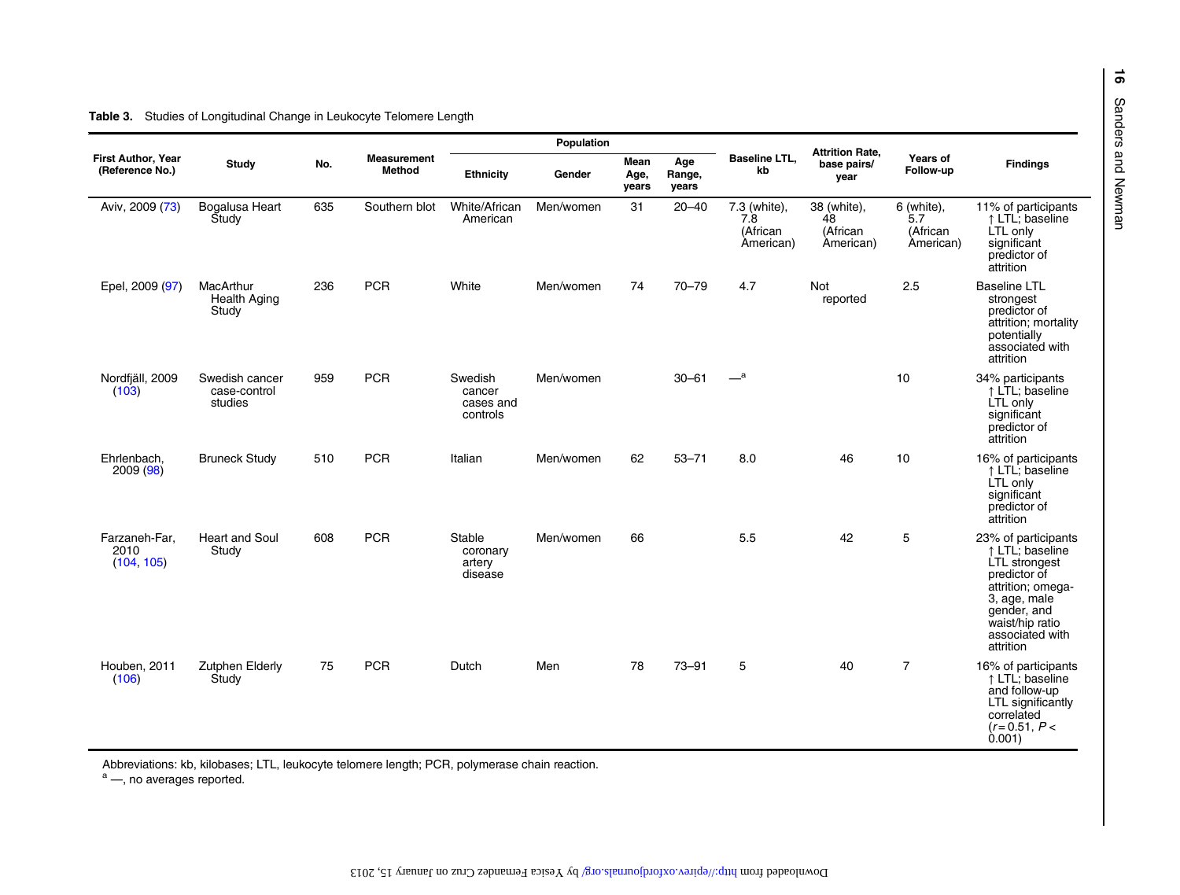**Table 3.** Studies of Longitudinal Change in Leukocyte Telomere Length

| First Author, Year (Reference No.) | Study | No. | Measurement Method | Population | | | | Baseline LTL, kb | Attrition Rate, base pairs/ year | Years of Follow-up | Findings |
|---|---|---|---|---|---|---|---|---|---|---|---|
| | | | | Ethnicity | Gender | Mean Age, years | Age Range, years | | | | |
| Aviv, 2009 (73) | Bogalusa Heart Study | 635 | Southern blot | White/African American | Men/women | 31 | 20–40 | 7.3 (white), 7.8 (African American) | 38 (white), 48 (African American) | 6 (white), 5.7 (African American) | 11% of participants ↑ LTL; baseline LTL only significant predictor of attrition |
| Epel, 2009 (97) | MacArthur Health Aging Study | 236 | PCR | White | Men/women | 74 | 70–79 | 4.7 | Not reported | 2.5 | Baseline LTL strongest predictor of attrition; mortality potentially associated with attrition |
| Nordfjäll, 2009 (103) | Swedish cancer case-control studies | 959 | PCR | Swedish cancer cases and controls | Men/women | | 30–61 | —[a] | | 10 | 34% participants ↑ LTL; baseline LTL only significant predictor of attrition |
| Ehrlenbach, 2009 (98) | Bruneck Study | 510 | PCR | Italian | Men/women | 62 | 53–71 | 8.0 | 46 | 10 | 16% of participants ↑ LTL; baseline LTL only significant predictor of attrition |
| Farzaneh-Far, 2010 (104, 105) | Heart and Soul Study | 608 | PCR | Stable coronary artery disease | Men/women | 66 | | 5.5 | 42 | 5 | 23% of participants ↑ LTL; baseline LTL strongest predictor of attrition; omega-3, age, male gender, and waist/hip ratio associated with attrition |
| Houben, 2011 (106) | Zutphen Elderly Study | 75 | PCR | Dutch | Men | 78 | 73–91 | 5 | 40 | 7 | 16% of participants ↑ LTL; baseline and follow-up LTL significantly correlated ($r = 0.51$, $P < 0.001$) |

Abbreviations: kb, kilobases; LTL, leukocyte telomere length; PCR, polymerase chain reaction.

[a] —, no averages reported.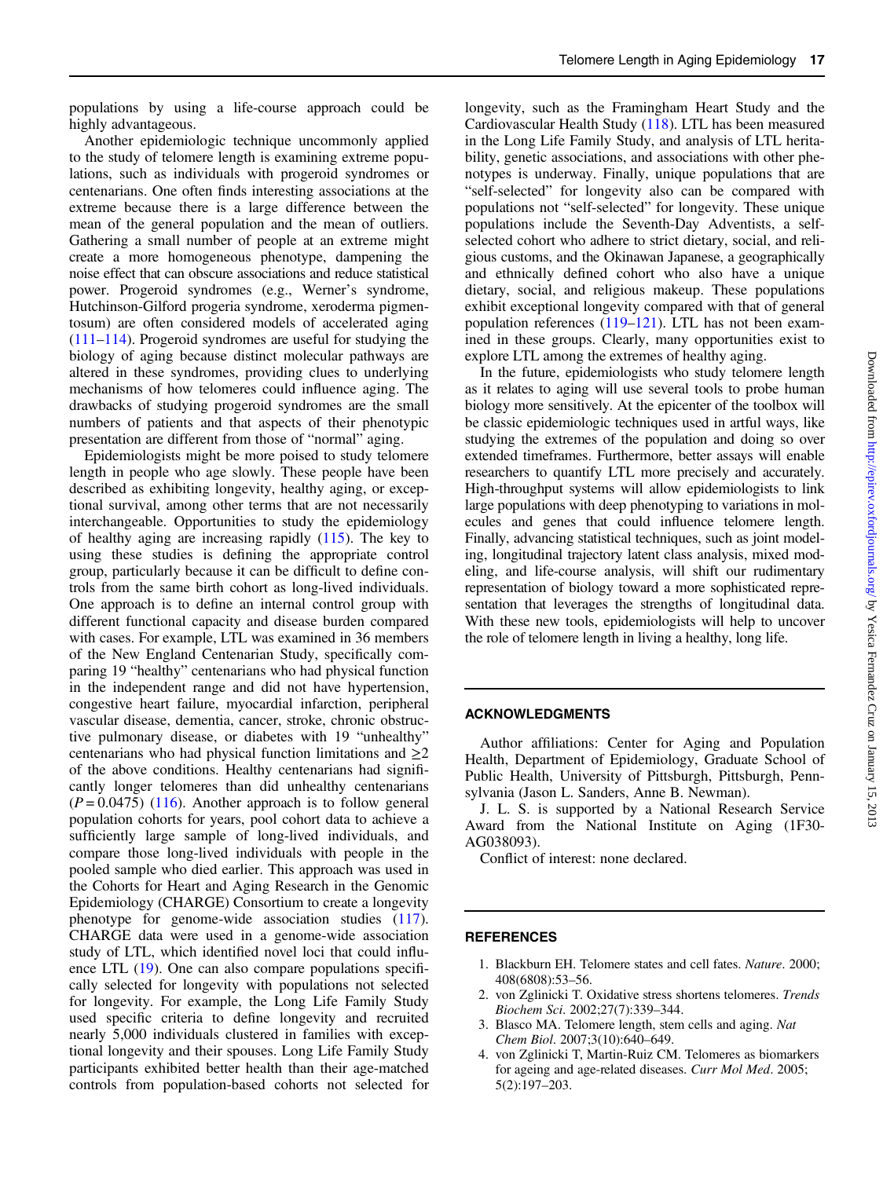populations by using a life-course approach could be highly advantageous.

Another epidemiologic technique uncommonly applied to the study of telomere length is examining extreme populations, such as individuals with progeroid syndromes or centenarians. One often finds interesting associations at the extreme because there is a large difference between the mean of the general population and the mean of outliers. Gathering a small number of people at an extreme might create a more homogeneous phenotype, dampening the noise effect that can obscure associations and reduce statistical power. Progeroid syndromes (e.g., Werner's syndrome, Hutchinson-Gilford progeria syndrome, xeroderma pigmentosum) are often considered models of accelerated aging (111–114). Progeroid syndromes are useful for studying the biology of aging because distinct molecular pathways are altered in these syndromes, providing clues to underlying mechanisms of how telomeres could influence aging. The drawbacks of studying progeroid syndromes are the small numbers of patients and that aspects of their phenotypic presentation are different from those of "normal" aging.

Epidemiologists might be more poised to study telomere length in people who age slowly. These people have been described as exhibiting longevity, healthy aging, or exceptional survival, among other terms that are not necessarily interchangeable. Opportunities to study the epidemiology of healthy aging are increasing rapidly (115). The key to using these studies is defining the appropriate control group, particularly because it can be difficult to define controls from the same birth cohort as long-lived individuals. One approach is to define an internal control group with different functional capacity and disease burden compared with cases. For example, LTL was examined in 36 members of the New England Centenarian Study, specifically comparing 19 "healthy" centenarians who had physical function in the independent range and did not have hypertension, congestive heart failure, myocardial infarction, peripheral vascular disease, dementia, cancer, stroke, chronic obstructive pulmonary disease, or diabetes with 19 "unhealthy" centenarians who had physical function limitations and $\geq 2$ of the above conditions. Healthy centenarians had significantly longer telomeres than did unhealthy centenarians ($P = 0.0475$) (116). Another approach is to follow general population cohorts for years, pool cohort data to achieve a sufficiently large sample of long-lived individuals, and compare those long-lived individuals with people in the pooled sample who died earlier. This approach was used in the Cohorts for Heart and Aging Research in the Genomic Epidemiology (CHARGE) Consortium to create a longevity phenotype for genome-wide association studies (117). CHARGE data were used in a genome-wide association study of LTL, which identified novel loci that could influence LTL (19). One can also compare populations specifically selected for longevity with populations not selected for longevity. For example, the Long Life Family Study used specific criteria to define longevity and recruited nearly 5,000 individuals clustered in families with exceptional longevity and their spouses. Long Life Family Study participants exhibited better health than their age-matched controls from population-based cohorts not selected for longevity, such as the Framingham Heart Study and the Cardiovascular Health Study (118). LTL has been measured in the Long Life Family Study, and analysis of LTL heritability, genetic associations, and associations with other phenotypes is underway. Finally, unique populations that are "self-selected" for longevity also can be compared with populations not "self-selected" for longevity. These unique populations include the Seventh-Day Adventists, a self-selected cohort who adhere to strict dietary, social, and religious customs, and the Okinawan Japanese, a geographically and ethnically defined cohort who also have a unique dietary, social, and religious makeup. These populations exhibit exceptional longevity compared with that of general population references (119–121). LTL has not been examined in these groups. Clearly, many opportunities exist to explore LTL among the extremes of healthy aging.

In the future, epidemiologists who study telomere length as it relates to aging will use several tools to probe human biology more sensitively. At the epicenter of the toolbox will be classic epidemiologic techniques used in artful ways, like studying the extremes of the population and doing so over extended timeframes. Furthermore, better assays will enable researchers to quantify LTL more precisely and accurately. High-throughput systems will allow epidemiologists to link large populations with deep phenotyping to variations in molecules and genes that could influence telomere length. Finally, advancing statistical techniques, such as joint modeling, longitudinal trajectory latent class analysis, mixed modeling, and life-course analysis, will shift our rudimentary representation of biology toward a more sophisticated representation that leverages the strengths of longitudinal data. With these new tools, epidemiologists will help to uncover the role of telomere length in living a healthy, long life.

## ACKNOWLEDGMENTS

Author affiliations: Center for Aging and Population Health, Department of Epidemiology, Graduate School of Public Health, University of Pittsburgh, Pittsburgh, Pennsylvania (Jason L. Sanders, Anne B. Newman).

J. L. S. is supported by a National Research Service Award from the National Institute on Aging (1F30-AG038093).

Conflict of interest: none declared.

## REFERENCES

1. Blackburn EH. Telomere states and cell fates. *Nature*. 2000; 408(6808):53–56.
2. von Zglinicki T. Oxidative stress shortens telomeres. *Trends Biochem Sci*. 2002;27(7):339–344.
3. Blasco MA. Telomere length, stem cells and aging. *Nat Chem Biol*. 2007;3(10):640–649.
4. von Zglinicki T, Martin-Ruiz CM. Telomeres as biomarkers for ageing and age-related diseases. *Curr Mol Med*. 2005; 5(2):197–203.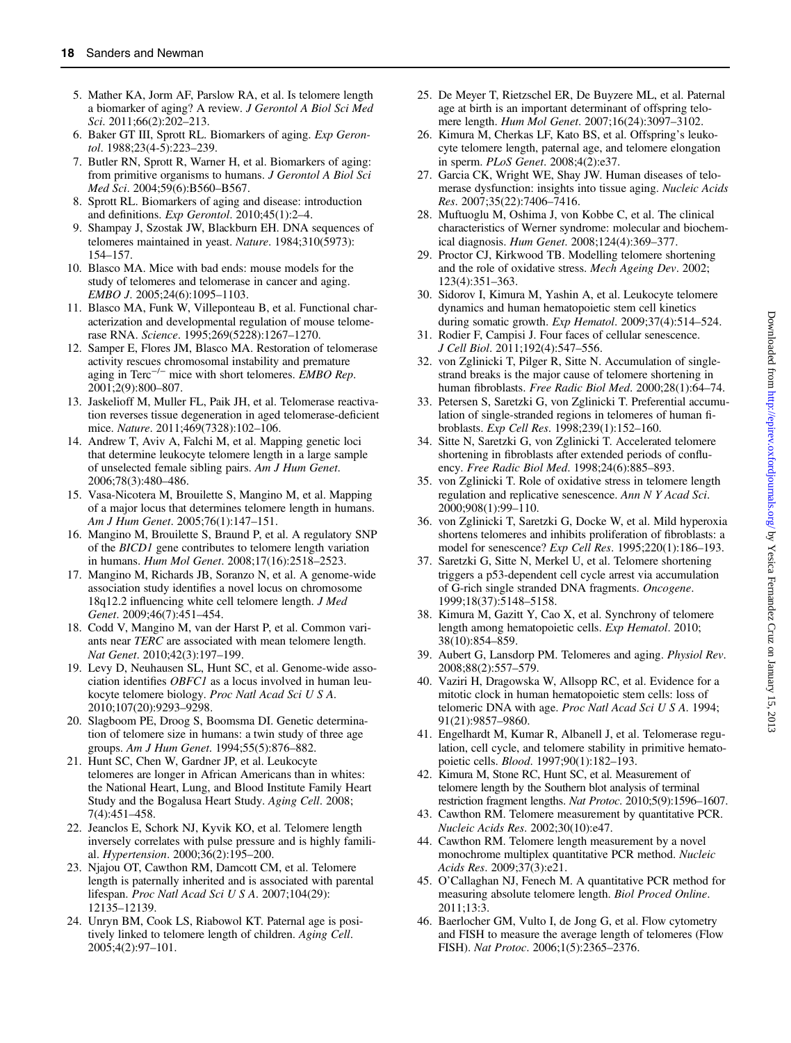5. Mather KA, Jorm AF, Parslow RA, et al. Is telomere length a biomarker of aging? A review. *J Gerontol A Biol Sci Med Sci*. 2011;66(2):202–213.
6. Baker GT III, Sprott RL. Biomarkers of aging. *Exp Gerontol*. 1988;23(4-5):223–239.
7. Butler RN, Sprott R, Warner H, et al. Biomarkers of aging: from primitive organisms to humans. *J Gerontol A Biol Sci Med Sci*. 2004;59(6):B560–B567.
8. Sprott RL. Biomarkers of aging and disease: introduction and definitions. *Exp Gerontol*. 2010;45(1):2–4.
9. Shampay J, Szostak JW, Blackburn EH. DNA sequences of telomeres maintained in yeast. *Nature*. 1984;310(5973):154–157.
10. Blasco MA. Mice with bad ends: mouse models for the study of telomeres and telomerase in cancer and aging. *EMBO J*. 2005;24(6):1095–1103.
11. Blasco MA, Funk W, Villeponteau B, et al. Functional characterization and developmental regulation of mouse telomerase RNA. *Science*. 1995;269(5228):1267–1270.
12. Samper E, Flores JM, Blasco MA. Restoration of telomerase activity rescues chromosomal instability and premature aging in Terc$^{-/-}$ mice with short telomeres. *EMBO Rep*. 2001;2(9):800–807.
13. Jaskelioff M, Muller FL, Paik JH, et al. Telomerase reactivation reverses tissue degeneration in aged telomerase-deficient mice. *Nature*. 2011;469(7328):102–106.
14. Andrew T, Aviv A, Falchi M, et al. Mapping genetic loci that determine leukocyte telomere length in a large sample of unselected female sibling pairs. *Am J Hum Genet*. 2006;78(3):480–486.
15. Vasa-Nicotera M, Brouilette S, Mangino M, et al. Mapping of a major locus that determines telomere length in humans. *Am J Hum Genet*. 2005;76(1):147–151.
16. Mangino M, Brouilette S, Braund P, et al. A regulatory SNP of the *BICD1* gene contributes to telomere length variation in humans. *Hum Mol Genet*. 2008;17(16):2518–2523.
17. Mangino M, Richards JB, Soranzo N, et al. A genome-wide association study identifies a novel locus on chromosome 18q12.2 influencing white cell telomere length. *J Med Genet*. 2009;46(7):451–454.
18. Codd V, Mangino M, van der Harst P, et al. Common variants near *TERC* are associated with mean telomere length. *Nat Genet*. 2010;42(3):197–199.
19. Levy D, Neuhausen SL, Hunt SC, et al. Genome-wide association identifies *OBFC1* as a locus involved in human leukocyte telomere biology. *Proc Natl Acad Sci U S A*. 2010;107(20):9293–9298.
20. Slagboom PE, Droog S, Boomsma DI. Genetic determination of telomere size in humans: a twin study of three age groups. *Am J Hum Genet*. 1994;55(5):876–882.
21. Hunt SC, Chen W, Gardner JP, et al. Leukocyte telomeres are longer in African Americans than in whites: the National Heart, Lung, and Blood Institute Family Heart Study and the Bogalusa Heart Study. *Aging Cell*. 2008;7(4):451–458.
22. Jeanclos E, Schork NJ, Kyvik KO, et al. Telomere length inversely correlates with pulse pressure and is highly familial. *Hypertension*. 2000;36(2):195–200.
23. Njajou OT, Cawthon RM, Damcott CM, et al. Telomere length is paternally inherited and is associated with parental lifespan. *Proc Natl Acad Sci U S A*. 2007;104(29):12135–12139.
24. Unryn BM, Cook LS, Riabowol KT. Paternal age is positively linked to telomere length of children. *Aging Cell*. 2005;4(2):97–101.
25. De Meyer T, Rietzschel ER, De Buyzere ML, et al. Paternal age at birth is an important determinant of offspring telomere length. *Hum Mol Genet*. 2007;16(24):3097–3102.
26. Kimura M, Cherkas LF, Kato BS, et al. Offspring's leukocyte telomere length, paternal age, and telomere elongation in sperm. *PLoS Genet*. 2008;4(2):e37.
27. Garcia CK, Wright WE, Shay JW. Human diseases of telomerase dysfunction: insights into tissue aging. *Nucleic Acids Res*. 2007;35(22):7406–7416.
28. Muftuoglu M, Oshima J, von Kobbe C, et al. The clinical characteristics of Werner syndrome: molecular and biochemical diagnosis. *Hum Genet*. 2008;124(4):369–377.
29. Proctor CJ, Kirkwood TB. Modelling telomere shortening and the role of oxidative stress. *Mech Ageing Dev*. 2002;123(4):351–363.
30. Sidorov I, Kimura M, Yashin A, et al. Leukocyte telomere dynamics and human hematopoietic stem cell kinetics during somatic growth. *Exp Hematol*. 2009;37(4):514–524.
31. Rodier F, Campisi J. Four faces of cellular senescence. *J Cell Biol*. 2011;192(4):547–556.
32. von Zglinicki T, Pilger R, Sitte N. Accumulation of single-strand breaks is the major cause of telomere shortening in human fibroblasts. *Free Radic Biol Med*. 2000;28(1):64–74.
33. Petersen S, Saretzki G, von Zglinicki T. Preferential accumulation of single-stranded regions in telomeres of human fibroblasts. *Exp Cell Res*. 1998;239(1):152–160.
34. Sitte N, Saretzki G, von Zglinicki T. Accelerated telomere shortening in fibroblasts after extended periods of confluency. *Free Radic Biol Med*. 1998;24(6):885–893.
35. von Zglinicki T. Role of oxidative stress in telomere length regulation and replicative senescence. *Ann N Y Acad Sci*. 2000;908(1):99–110.
36. von Zglinicki T, Saretzki G, Docke W, et al. Mild hyperoxia shortens telomeres and inhibits proliferation of fibroblasts: a model for senescence? *Exp Cell Res*. 1995;220(1):186–193.
37. Saretzki G, Sitte N, Merkel U, et al. Telomere shortening triggers a p53-dependent cell cycle arrest via accumulation of G-rich single stranded DNA fragments. *Oncogene*. 1999;18(37):5148–5158.
38. Kimura M, Gazitt Y, Cao X, et al. Synchrony of telomere length among hematopoietic cells. *Exp Hematol*. 2010;38(10):854–859.
39. Aubert G, Lansdorp PM. Telomeres and aging. *Physiol Rev*. 2008;88(2):557–579.
40. Vaziri H, Dragowska W, Allsopp RC, et al. Evidence for a mitotic clock in human hematopoietic stem cells: loss of telomeric DNA with age. *Proc Natl Acad Sci U S A*. 1994;91(21):9857–9860.
41. Engelhardt M, Kumar R, Albanell J, et al. Telomerase regulation, cell cycle, and telomere stability in primitive hematopoietic cells. *Blood*. 1997;90(1):182–193.
42. Kimura M, Stone RC, Hunt SC, et al. Measurement of telomere length by the Southern blot analysis of terminal restriction fragment lengths. *Nat Protoc*. 2010;5(9):1596–1607.
43. Cawthon RM. Telomere measurement by quantitative PCR. *Nucleic Acids Res*. 2002;30(10):e47.
44. Cawthon RM. Telomere length measurement by a novel monochrome multiplex quantitative PCR method. *Nucleic Acids Res*. 2009;37(3):e21.
45. O'Callaghan NJ, Fenech M. A quantitative PCR method for measuring absolute telomere length. *Biol Proced Online*. 2011;13:3.
46. Baerlocher GM, Vulto I, de Jong G, et al. Flow cytometry and FISH to measure the average length of telomeres (Flow FISH). *Nat Protoc*. 2006;1(5):2365–2376.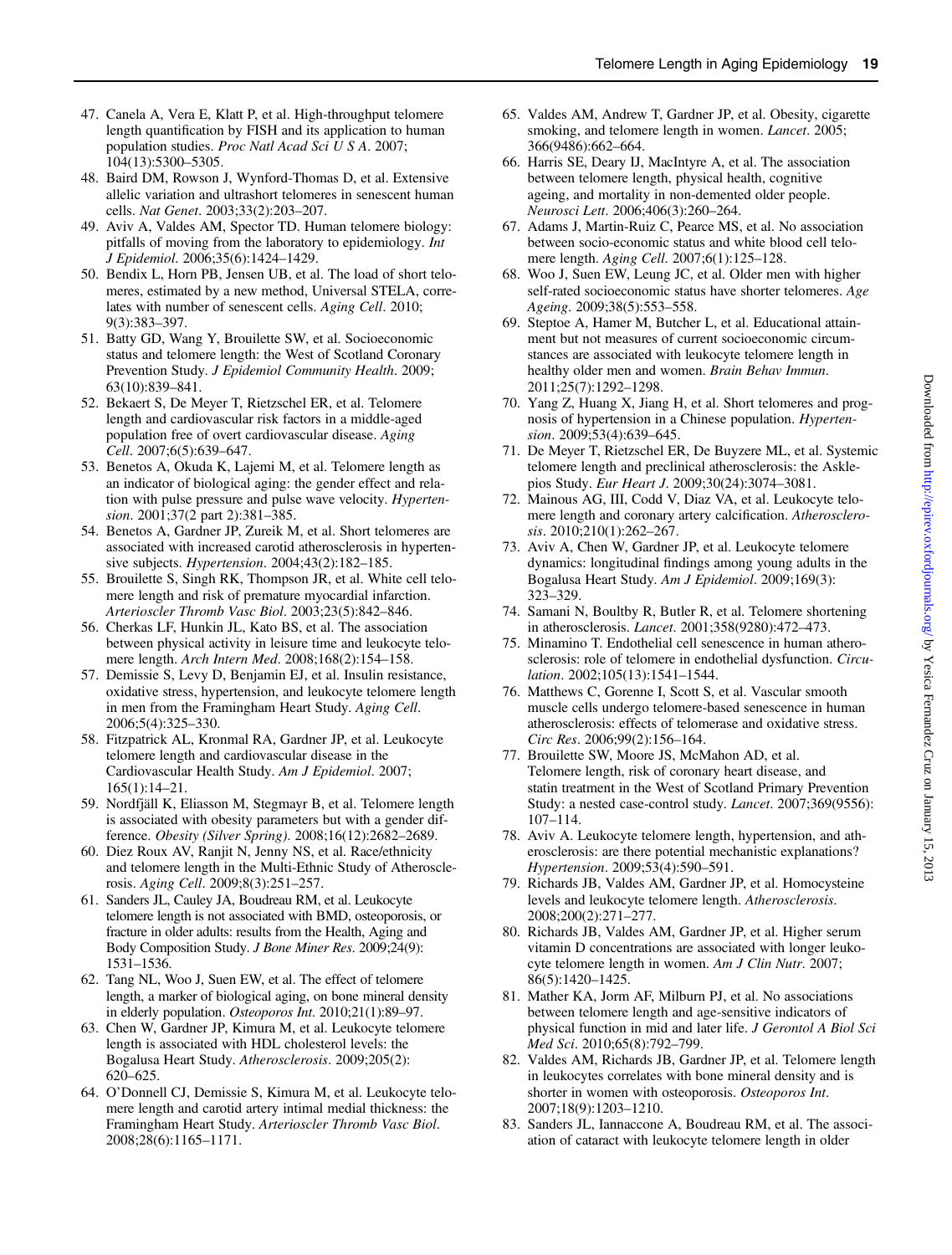47. Canela A, Vera E, Klatt P, et al. High-throughput telomere length quantification by FISH and its application to human population studies. *Proc Natl Acad Sci U S A*. 2007; 104(13):5300–5305.
48. Baird DM, Rowson J, Wynford-Thomas D, et al. Extensive allelic variation and ultrashort telomeres in senescent human cells. *Nat Genet*. 2003;33(2):203–207.
49. Aviv A, Valdes AM, Spector TD. Human telomere biology: pitfalls of moving from the laboratory to epidemiology. *Int J Epidemiol*. 2006;35(6):1424–1429.
50. Bendix L, Horn PB, Jensen UB, et al. The load of short telomeres, estimated by a new method, Universal STELA, correlates with number of senescent cells. *Aging Cell*. 2010; 9(3):383–397.
51. Batty GD, Wang Y, Brouilette SW, et al. Socioeconomic status and telomere length: the West of Scotland Coronary Prevention Study. *J Epidemiol Community Health*. 2009; 63(10):839–841.
52. Bekaert S, De Meyer T, Rietzschel ER, et al. Telomere length and cardiovascular risk factors in a middle-aged population free of overt cardiovascular disease. *Aging Cell*. 2007;6(5):639–647.
53. Benetos A, Okuda K, Lajemi M, et al. Telomere length as an indicator of biological aging: the gender effect and relation with pulse pressure and pulse wave velocity. *Hypertension*. 2001;37(2 part 2):381–385.
54. Benetos A, Gardner JP, Zureik M, et al. Short telomeres are associated with increased carotid atherosclerosis in hypertensive subjects. *Hypertension*. 2004;43(2):182–185.
55. Brouilette S, Singh RK, Thompson JR, et al. White cell telomere length and risk of premature myocardial infarction. *Arterioscler Thromb Vasc Biol*. 2003;23(5):842–846.
56. Cherkas LF, Hunkin JL, Kato BS, et al. The association between physical activity in leisure time and leukocyte telomere length. *Arch Intern Med*. 2008;168(2):154–158.
57. Demissie S, Levy D, Benjamin EJ, et al. Insulin resistance, oxidative stress, hypertension, and leukocyte telomere length in men from the Framingham Heart Study. *Aging Cell*. 2006;5(4):325–330.
58. Fitzpatrick AL, Kronmal RA, Gardner JP, et al. Leukocyte telomere length and cardiovascular disease in the Cardiovascular Health Study. *Am J Epidemiol*. 2007; 165(1):14–21.
59. Nordfjäll K, Eliasson M, Stegmayr B, et al. Telomere length is associated with obesity parameters but with a gender difference. *Obesity (Silver Spring)*. 2008;16(12):2682–2689.
60. Diez Roux AV, Ranjit N, Jenny NS, et al. Race/ethnicity and telomere length in the Multi-Ethnic Study of Atherosclerosis. *Aging Cell*. 2009;8(3):251–257.
61. Sanders JL, Cauley JA, Boudreau RM, et al. Leukocyte telomere length is not associated with BMD, osteoporosis, or fracture in older adults: results from the Health, Aging and Body Composition Study. *J Bone Miner Res*. 2009;24(9): 1531–1536.
62. Tang NL, Woo J, Suen EW, et al. The effect of telomere length, a marker of biological aging, on bone mineral density in elderly population. *Osteoporos Int*. 2010;21(1):89–97.
63. Chen W, Gardner JP, Kimura M, et al. Leukocyte telomere length is associated with HDL cholesterol levels: the Bogalusa Heart Study. *Atherosclerosis*. 2009;205(2): 620–625.
64. O'Donnell CJ, Demissie S, Kimura M, et al. Leukocyte telomere length and carotid artery intimal medial thickness: the Framingham Heart Study. *Arterioscler Thromb Vasc Biol*. 2008;28(6):1165–1171.
65. Valdes AM, Andrew T, Gardner JP, et al. Obesity, cigarette smoking, and telomere length in women. *Lancet*. 2005; 366(9486):662–664.
66. Harris SE, Deary IJ, MacIntyre A, et al. The association between telomere length, physical health, cognitive ageing, and mortality in non-demented older people. *Neurosci Lett*. 2006;406(3):260–264.
67. Adams J, Martin-Ruiz C, Pearce MS, et al. No association between socio-economic status and white blood cell telomere length. *Aging Cell*. 2007;6(1):125–128.
68. Woo J, Suen EW, Leung JC, et al. Older men with higher self-rated socioeconomic status have shorter telomeres. *Age Ageing*. 2009;38(5):553–558.
69. Steptoe A, Hamer M, Butcher L, et al. Educational attainment but not measures of current socioeconomic circumstances are associated with leukocyte telomere length in healthy older men and women. *Brain Behav Immun*. 2011;25(7):1292–1298.
70. Yang Z, Huang X, Jiang H, et al. Short telomeres and prognosis of hypertension in a Chinese population. *Hypertension*. 2009;53(4):639–645.
71. De Meyer T, Rietzschel ER, De Buyzere ML, et al. Systemic telomere length and preclinical atherosclerosis: the Asklepios Study. *Eur Heart J*. 2009;30(24):3074–3081.
72. Mainous AG, III, Codd V, Diaz VA, et al. Leukocyte telomere length and coronary artery calcification. *Atherosclerosis*. 2010;210(1):262–267.
73. Aviv A, Chen W, Gardner JP, et al. Leukocyte telomere dynamics: longitudinal findings among young adults in the Bogalusa Heart Study. *Am J Epidemiol*. 2009;169(3): 323–329.
74. Samani N, Boultby R, Butler R, et al. Telomere shortening in atherosclerosis. *Lancet*. 2001;358(9280):472–473.
75. Minamino T. Endothelial cell senescence in human atherosclerosis: role of telomere in endothelial dysfunction. *Circulation*. 2002;105(13):1541–1544.
76. Matthews C, Gorenne I, Scott S, et al. Vascular smooth muscle cells undergo telomere-based senescence in human atherosclerosis: effects of telomerase and oxidative stress. *Circ Res*. 2006;99(2):156–164.
77. Brouilette SW, Moore JS, McMahon AD, et al. Telomere length, risk of coronary heart disease, and statin treatment in the West of Scotland Primary Prevention Study: a nested case-control study. *Lancet*. 2007;369(9556): 107–114.
78. Aviv A. Leukocyte telomere length, hypertension, and atherosclerosis: are there potential mechanistic explanations? *Hypertension*. 2009;53(4):590–591.
79. Richards JB, Valdes AM, Gardner JP, et al. Homocysteine levels and leukocyte telomere length. *Atherosclerosis*. 2008;200(2):271–277.
80. Richards JB, Valdes AM, Gardner JP, et al. Higher serum vitamin D concentrations are associated with longer leukocyte telomere length in women. *Am J Clin Nutr*. 2007; 86(5):1420–1425.
81. Mather KA, Jorm AF, Milburn PJ, et al. No associations between telomere length and age-sensitive indicators of physical function in mid and later life. *J Gerontol A Biol Sci Med Sci*. 2010;65(8):792–799.
82. Valdes AM, Richards JB, Gardner JP, et al. Telomere length in leukocytes correlates with bone mineral density and is shorter in women with osteoporosis. *Osteoporos Int*. 2007;18(9):1203–1210.
83. Sanders JL, Iannaccone A, Boudreau RM, et al. The association of cataract with leukocyte telomere length in older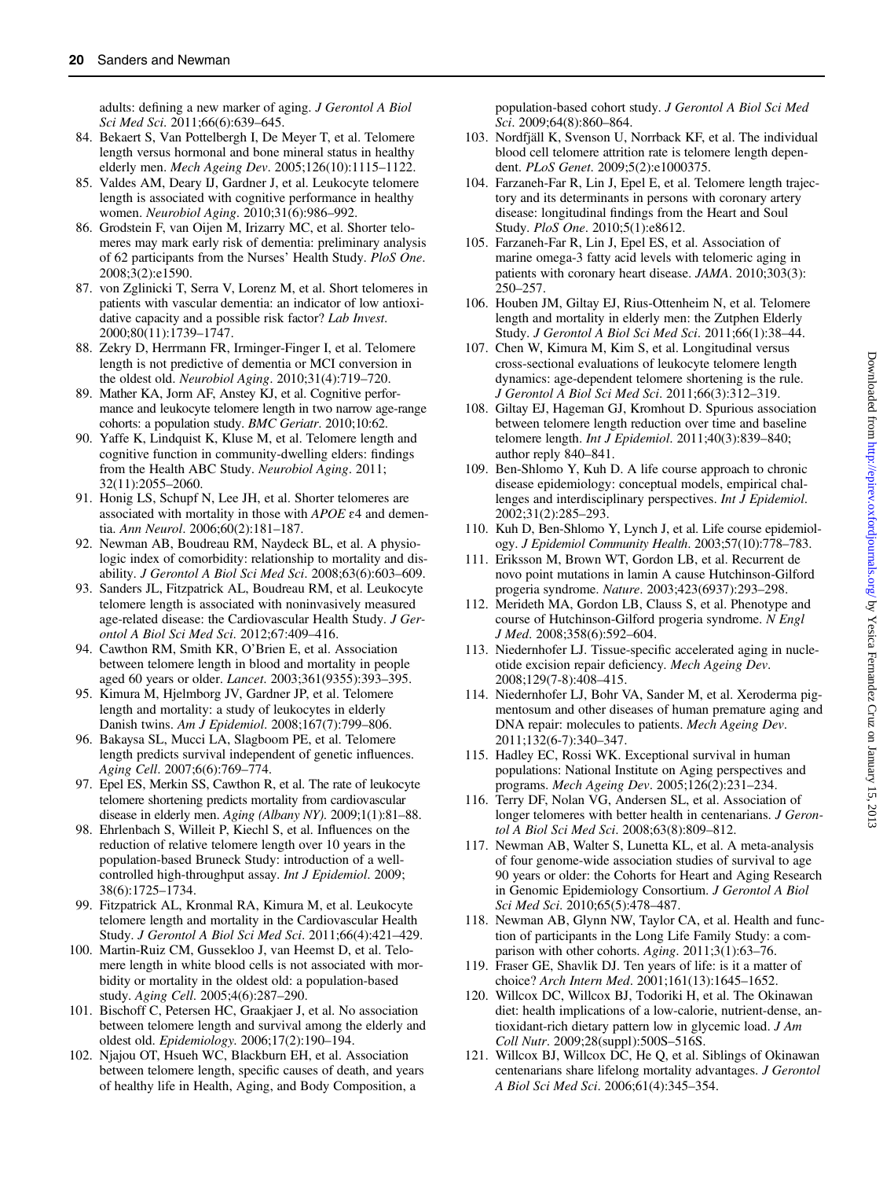adults: defining a new marker of aging. *J Gerontol A Biol Sci Med Sci*. 2011;66(6):639–645.

84. Bekaert S, Van Pottelbergh I, De Meyer T, et al. Telomere length versus hormonal and bone mineral status in healthy elderly men. *Mech Ageing Dev*. 2005;126(10):1115–1122.
85. Valdes AM, Deary IJ, Gardner J, et al. Leukocyte telomere length is associated with cognitive performance in healthy women. *Neurobiol Aging*. 2010;31(6):986–992.
86. Grodstein F, van Oijen M, Irizarry MC, et al. Shorter telomeres may mark early risk of dementia: preliminary analysis of 62 participants from the Nurses' Health Study. *PloS One*. 2008;3(2):e1590.
87. von Zglinicki T, Serra V, Lorenz M, et al. Short telomeres in patients with vascular dementia: an indicator of low antioxidative capacity and a possible risk factor? *Lab Invest*. 2000;80(11):1739–1747.
88. Zekry D, Herrmann FR, Irminger-Finger I, et al. Telomere length is not predictive of dementia or MCI conversion in the oldest old. *Neurobiol Aging*. 2010;31(4):719–720.
89. Mather KA, Jorm AF, Anstey KJ, et al. Cognitive performance and leukocyte telomere length in two narrow age-range cohorts: a population study. *BMC Geriatr*. 2010;10:62.
90. Yaffe K, Lindquist K, Kluse M, et al. Telomere length and cognitive function in community-dwelling elders: findings from the Health ABC Study. *Neurobiol Aging*. 2011; 32(11):2055–2060.
91. Honig LS, Schupf N, Lee JH, et al. Shorter telomeres are associated with mortality in those with *APOE* ε4 and dementia. *Ann Neurol*. 2006;60(2):181–187.
92. Newman AB, Boudreau RM, Naydeck BL, et al. A physiologic index of comorbidity: relationship to mortality and disability. *J Gerontol A Biol Sci Med Sci*. 2008;63(6):603–609.
93. Sanders JL, Fitzpatrick AL, Boudreau RM, et al. Leukocyte telomere length is associated with noninvasively measured age-related disease: the Cardiovascular Health Study. *J Gerontol A Biol Sci Med Sci*. 2012;67:409–416.
94. Cawthon RM, Smith KR, O'Brien E, et al. Association between telomere length in blood and mortality in people aged 60 years or older. *Lancet*. 2003;361(9355):393–395.
95. Kimura M, Hjelmborg JV, Gardner JP, et al. Telomere length and mortality: a study of leukocytes in elderly Danish twins. *Am J Epidemiol*. 2008;167(7):799–806.
96. Bakaysa SL, Mucci LA, Slagboom PE, et al. Telomere length predicts survival independent of genetic influences. *Aging Cell*. 2007;6(6):769–774.
97. Epel ES, Merkin SS, Cawthon R, et al. The rate of leukocyte telomere shortening predicts mortality from cardiovascular disease in elderly men. *Aging (Albany NY)*. 2009;1(1):81–88.
98. Ehrlenbach S, Willeit P, Kiechl S, et al. Influences on the reduction of relative telomere length over 10 years in the population-based Bruneck Study: introduction of a well-controlled high-throughput assay. *Int J Epidemiol*. 2009; 38(6):1725–1734.
99. Fitzpatrick AL, Kronmal RA, Kimura M, et al. Leukocyte telomere length and mortality in the Cardiovascular Health Study. *J Gerontol A Biol Sci Med Sci*. 2011;66(4):421–429.
100. Martin-Ruiz CM, Gussekloo J, van Heemst D, et al. Telomere length in white blood cells is not associated with morbidity or mortality in the oldest old: a population-based study. *Aging Cell*. 2005;4(6):287–290.
101. Bischoff C, Petersen HC, Graakjaer J, et al. No association between telomere length and survival among the elderly and oldest old. *Epidemiology*. 2006;17(2):190–194.
102. Njajou OT, Hsueh WC, Blackburn EH, et al. Association between telomere length, specific causes of death, and years of healthy life in Health, Aging, and Body Composition, a population-based cohort study. *J Gerontol A Biol Sci Med Sci*. 2009;64(8):860–864.
103. Nordfjäll K, Svenson U, Norrback KF, et al. The individual blood cell telomere attrition rate is telomere length dependent. *PLoS Genet*. 2009;5(2):e1000375.
104. Farzaneh-Far R, Lin J, Epel E, et al. Telomere length trajectory and its determinants in persons with coronary artery disease: longitudinal findings from the Heart and Soul Study. *PloS One*. 2010;5(1):e8612.
105. Farzaneh-Far R, Lin J, Epel ES, et al. Association of marine omega-3 fatty acid levels with telomeric aging in patients with coronary heart disease. *JAMA*. 2010;303(3): 250–257.
106. Houben JM, Giltay EJ, Rius-Ottenheim N, et al. Telomere length and mortality in elderly men: the Zutphen Elderly Study. *J Gerontol A Biol Sci Med Sci*. 2011;66(1):38–44.
107. Chen W, Kimura M, Kim S, et al. Longitudinal versus cross-sectional evaluations of leukocyte telomere length dynamics: age-dependent telomere shortening is the rule. *J Gerontol A Biol Sci Med Sci*. 2011;66(3):312–319.
108. Giltay EJ, Hageman GJ, Kromhout D. Spurious association between telomere length reduction over time and baseline telomere length. *Int J Epidemiol*. 2011;40(3):839–840; author reply 840–841.
109. Ben-Shlomo Y, Kuh D. A life course approach to chronic disease epidemiology: conceptual models, empirical challenges and interdisciplinary perspectives. *Int J Epidemiol*. 2002;31(2):285–293.
110. Kuh D, Ben-Shlomo Y, Lynch J, et al. Life course epidemiology. *J Epidemiol Community Health*. 2003;57(10):778–783.
111. Eriksson M, Brown WT, Gordon LB, et al. Recurrent de novo point mutations in lamin A cause Hutchinson-Gilford progeria syndrome. *Nature*. 2003;423(6937):293–298.
112. Merideth MA, Gordon LB, Clauss S, et al. Phenotype and course of Hutchinson-Gilford progeria syndrome. *N Engl J Med*. 2008;358(6):592–604.
113. Niedernhofer LJ. Tissue-specific accelerated aging in nucleotide excision repair deficiency. *Mech Ageing Dev*. 2008;129(7-8):408–415.
114. Niedernhofer LJ, Bohr VA, Sander M, et al. Xeroderma pigmentosum and other diseases of human premature aging and DNA repair: molecules to patients. *Mech Ageing Dev*. 2011;132(6-7):340–347.
115. Hadley EC, Rossi WK. Exceptional survival in human populations: National Institute on Aging perspectives and programs. *Mech Ageing Dev*. 2005;126(2):231–234.
116. Terry DF, Nolan VG, Andersen SL, et al. Association of longer telomeres with better health in centenarians. *J Gerontol A Biol Sci Med Sci*. 2008;63(8):809–812.
117. Newman AB, Walter S, Lunetta KL, et al. A meta-analysis of four genome-wide association studies of survival to age 90 years or older: the Cohorts for Heart and Aging Research in Genomic Epidemiology Consortium. *J Gerontol A Biol Sci Med Sci*. 2010;65(5):478–487.
118. Newman AB, Glynn NW, Taylor CA, et al. Health and function of participants in the Long Life Family Study: a comparison with other cohorts. *Aging*. 2011;3(1):63–76.
119. Fraser GE, Shavlik DJ. Ten years of life: is it a matter of choice? *Arch Intern Med*. 2001;161(13):1645–1652.
120. Willcox DC, Willcox BJ, Todoriki H, et al. The Okinawan diet: health implications of a low-calorie, nutrient-dense, antioxidant-rich dietary pattern low in glycemic load. *J Am Coll Nutr*. 2009;28(suppl):500S–516S.
121. Willcox BJ, Willcox DC, He Q, et al. Siblings of Okinawan centenarians share lifelong mortality advantages. *J Gerontol A Biol Sci Med Sci*. 2006;61(4):345–354.